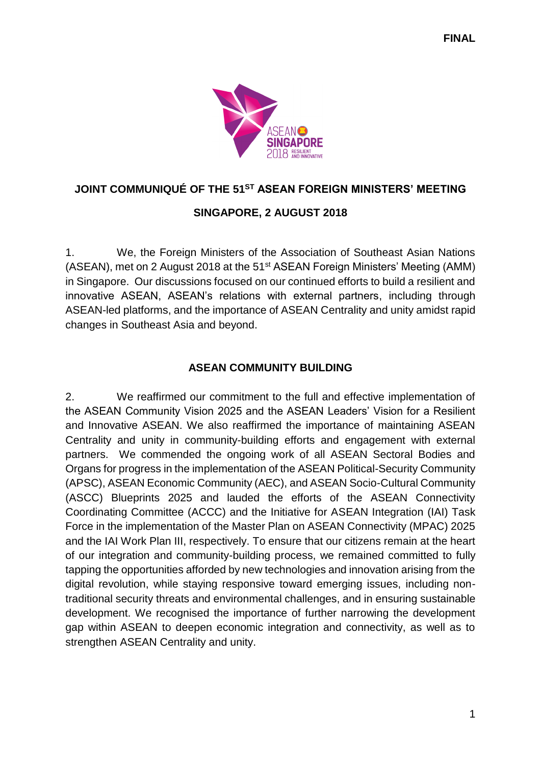**FINAL**

# JOINT COMMUNIQUÉ OF THE 51ST ASEAN FOREIGN MINISTERS' MEETING

## SINGAPORE, 2 AUGUST 2018

1. We, the Foreign Ministers of the Association of Southeast Asian Nations (ASEAN), met on 2 August 2018 at the 51st ASEAN Foreign Ministers' Meeting (AMM) in Singapore. Our discussions focused on our continued efforts to build a resilient and innovative ASEAN, ASEAN's relations with external partners, including through ASEAN-led platforms, and the importance of ASEAN Centrality and unity amidst rapid changes in Southeast Asia and beyond.

## ASEAN COMMUNITY BUILDING

2. We reaffirmed our commitment to the full and effective implementation of the ASEAN Community Vision 2025 and the ASEAN Leaders' Vision for a Resilient and Innovative ASEAN. We also reaffirmed the importance of maintaining ASEAN Centrality and unity in community-building efforts and engagement with external partners. We commended the ongoing work of all ASEAN Sectoral Bodies and Organs for progress in the implementation of the ASEAN Political-Security Community (APSC), ASEAN Economic Community (AEC), and ASEAN Socio-Cultural Community (ASCC) Blueprints 2025 and lauded the efforts of the ASEAN Connectivity Coordinating Committee (ACCC) and the Initiative for ASEAN Integration (IAI) Task Force in the implementation of the Master Plan on ASEAN Connectivity (MPAC) 2025 and the IAI Work Plan III, respectively. To ensure that our citizens remain at the heart of our integration and community-building process, we remained committed to fully tapping the opportunities afforded by new technologies and innovation arising from the digital revolution, while staying responsive toward emerging issues, including non-traditional security threats and environmental challenges, and in ensuring sustainable development. We recognised the importance of further narrowing the development gap within ASEAN to deepen economic integration and connectivity, as well as to strengthen ASEAN Centrality and unity.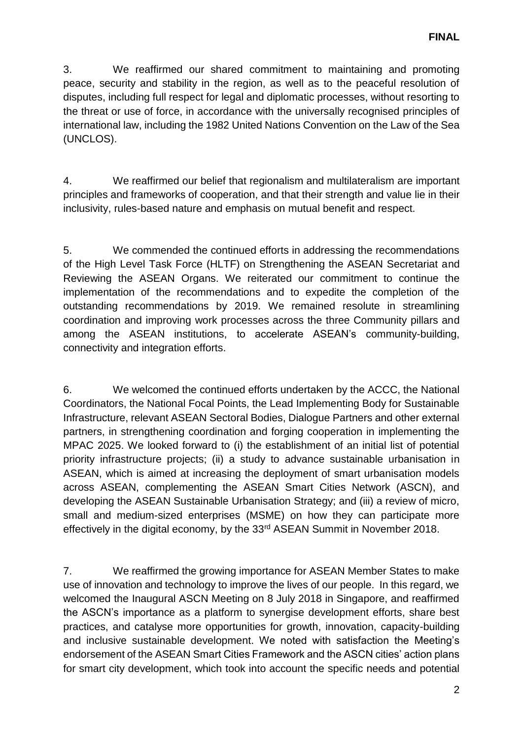3. We reaffirmed our shared commitment to maintaining and promoting peace, security and stability in the region, as well as to the peaceful resolution of disputes, including full respect for legal and diplomatic processes, without resorting to the threat or use of force, in accordance with the universally recognised principles of international law, including the 1982 United Nations Convention on the Law of the Sea (UNCLOS).

4. We reaffirmed our belief that regionalism and multilateralism are important principles and frameworks of cooperation, and that their strength and value lie in their inclusivity, rules-based nature and emphasis on mutual benefit and respect.

5. We commended the continued efforts in addressing the recommendations of the High Level Task Force (HLTF) on Strengthening the ASEAN Secretariat and Reviewing the ASEAN Organs. We reiterated our commitment to continue the implementation of the recommendations and to expedite the completion of the outstanding recommendations by 2019. We remained resolute in streamlining coordination and improving work processes across the three Community pillars and among the ASEAN institutions, to accelerate ASEAN's community-building, connectivity and integration efforts.

6. We welcomed the continued efforts undertaken by the ACCC, the National Coordinators, the National Focal Points, the Lead Implementing Body for Sustainable Infrastructure, relevant ASEAN Sectoral Bodies, Dialogue Partners and other external partners, in strengthening coordination and forging cooperation in implementing the MPAC 2025. We looked forward to (i) the establishment of an initial list of potential priority infrastructure projects; (ii) a study to advance sustainable urbanisation in ASEAN, which is aimed at increasing the deployment of smart urbanisation models across ASEAN, complementing the ASEAN Smart Cities Network (ASCN), and developing the ASEAN Sustainable Urbanisation Strategy; and (iii) a review of micro, small and medium-sized enterprises (MSME) on how they can participate more effectively in the digital economy, by the 33rd ASEAN Summit in November 2018.

7. We reaffirmed the growing importance for ASEAN Member States to make use of innovation and technology to improve the lives of our people. In this regard, we welcomed the Inaugural ASCN Meeting on 8 July 2018 in Singapore, and reaffirmed the ASCN's importance as a platform to synergise development efforts, share best practices, and catalyse more opportunities for growth, innovation, capacity-building and inclusive sustainable development. We noted with satisfaction the Meeting's endorsement of the ASEAN Smart Cities Framework and the ASCN cities' action plans for smart city development, which took into account the specific needs and potential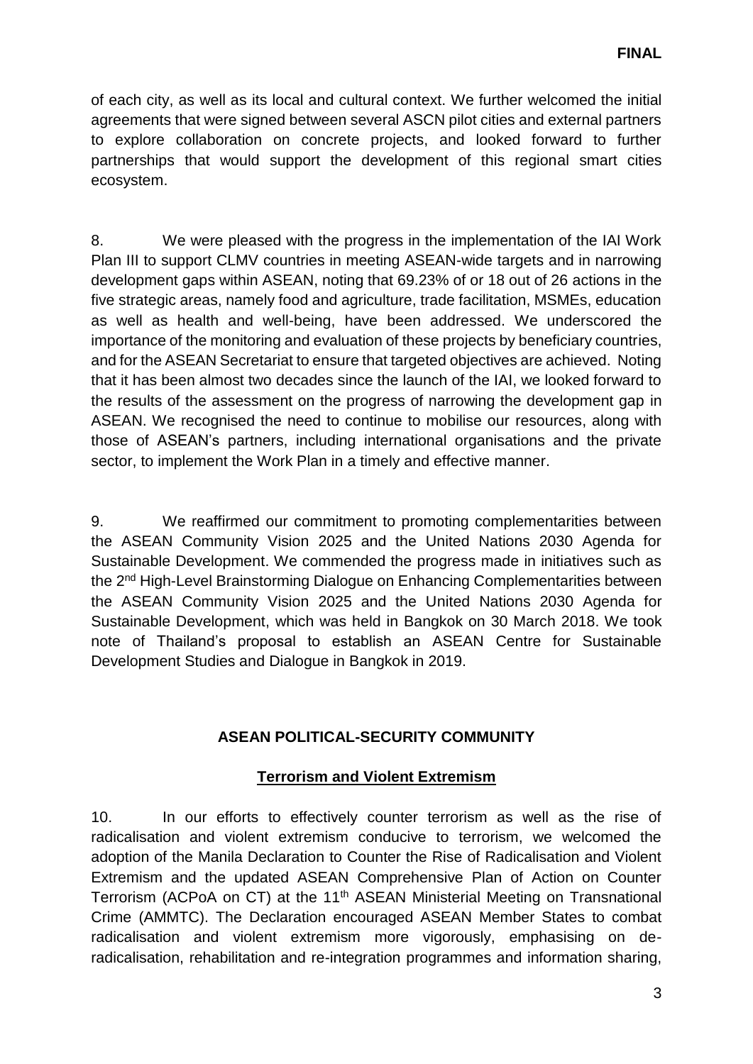of each city, as well as its local and cultural context. We further welcomed the initial agreements that were signed between several ASCN pilot cities and external partners to explore collaboration on concrete projects, and looked forward to further partnerships that would support the development of this regional smart cities ecosystem.

8. We were pleased with the progress in the implementation of the IAI Work Plan III to support CLMV countries in meeting ASEAN-wide targets and in narrowing development gaps within ASEAN, noting that 69.23% of or 18 out of 26 actions in the five strategic areas, namely food and agriculture, trade facilitation, MSMEs, education as well as health and well-being, have been addressed. We underscored the importance of the monitoring and evaluation of these projects by beneficiary countries, and for the ASEAN Secretariat to ensure that targeted objectives are achieved. Noting that it has been almost two decades since the launch of the IAI, we looked forward to the results of the assessment on the progress of narrowing the development gap in ASEAN. We recognised the need to continue to mobilise our resources, along with those of ASEAN's partners, including international organisations and the private sector, to implement the Work Plan in a timely and effective manner.

9. We reaffirmed our commitment to promoting complementarities between the ASEAN Community Vision 2025 and the United Nations 2030 Agenda for Sustainable Development. We commended the progress made in initiatives such as the 2nd High-Level Brainstorming Dialogue on Enhancing Complementarities between the ASEAN Community Vision 2025 and the United Nations 2030 Agenda for Sustainable Development, which was held in Bangkok on 30 March 2018. We took note of Thailand's proposal to establish an ASEAN Centre for Sustainable Development Studies and Dialogue in Bangkok in 2019.

## ASEAN POLITICAL-SECURITY COMMUNITY

### Terrorism and Violent Extremism

10. In our efforts to effectively counter terrorism as well as the rise of radicalisation and violent extremism conducive to terrorism, we welcomed the adoption of the Manila Declaration to Counter the Rise of Radicalisation and Violent Extremism and the updated ASEAN Comprehensive Plan of Action on Counter Terrorism (ACPoA on CT) at the 11th ASEAN Ministerial Meeting on Transnational Crime (AMMTC). The Declaration encouraged ASEAN Member States to combat radicalisation and violent extremism more vigorously, emphasising on de-radicalisation, rehabilitation and re-integration programmes and information sharing,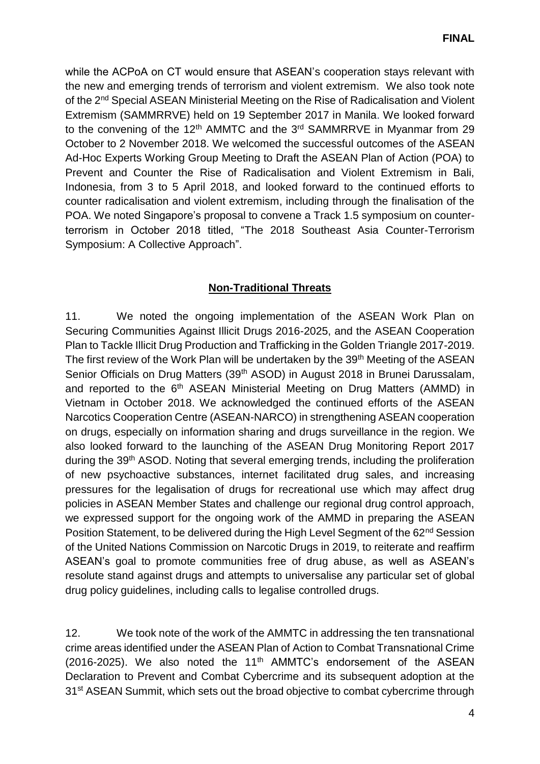while the ACPoA on CT would ensure that ASEAN's cooperation stays relevant with the new and emerging trends of terrorism and violent extremism. We also took note of the 2nd Special ASEAN Ministerial Meeting on the Rise of Radicalisation and Violent Extremism (SAMMRRVE) held on 19 September 2017 in Manila. We looked forward to the convening of the 12th AMMTC and the 3rd SAMMRRVE in Myanmar from 29 October to 2 November 2018. We welcomed the successful outcomes of the ASEAN Ad-Hoc Experts Working Group Meeting to Draft the ASEAN Plan of Action (POA) to Prevent and Counter the Rise of Radicalisation and Violent Extremism in Bali, Indonesia, from 3 to 5 April 2018, and looked forward to the continued efforts to counter radicalisation and violent extremism, including through the finalisation of the POA. We noted Singapore's proposal to convene a Track 1.5 symposium on counter-terrorism in October 2018 titled, "The 2018 Southeast Asia Counter-Terrorism Symposium: A Collective Approach".

## Non-Traditional Threats

11. We noted the ongoing implementation of the ASEAN Work Plan on Securing Communities Against Illicit Drugs 2016-2025, and the ASEAN Cooperation Plan to Tackle Illicit Drug Production and Trafficking in the Golden Triangle 2017-2019. The first review of the Work Plan will be undertaken by the 39th Meeting of the ASEAN Senior Officials on Drug Matters (39th ASOD) in August 2018 in Brunei Darussalam, and reported to the 6th ASEAN Ministerial Meeting on Drug Matters (AMMD) in Vietnam in October 2018. We acknowledged the continued efforts of the ASEAN Narcotics Cooperation Centre (ASEAN-NARCO) in strengthening ASEAN cooperation on drugs, especially on information sharing and drugs surveillance in the region. We also looked forward to the launching of the ASEAN Drug Monitoring Report 2017 during the 39th ASOD. Noting that several emerging trends, including the proliferation of new psychoactive substances, internet facilitated drug sales, and increasing pressures for the legalisation of drugs for recreational use which may affect drug policies in ASEAN Member States and challenge our regional drug control approach, we expressed support for the ongoing work of the AMMD in preparing the ASEAN Position Statement, to be delivered during the High Level Segment of the 62nd Session of the United Nations Commission on Narcotic Drugs in 2019, to reiterate and reaffirm ASEAN's goal to promote communities free of drug abuse, as well as ASEAN's resolute stand against drugs and attempts to universalise any particular set of global drug policy guidelines, including calls to legalise controlled drugs.

12. We took note of the work of the AMMTC in addressing the ten transnational crime areas identified under the ASEAN Plan of Action to Combat Transnational Crime (2016-2025). We also noted the 11th AMMTC's endorsement of the ASEAN Declaration to Prevent and Combat Cybercrime and its subsequent adoption at the 31st ASEAN Summit, which sets out the broad objective to combat cybercrime through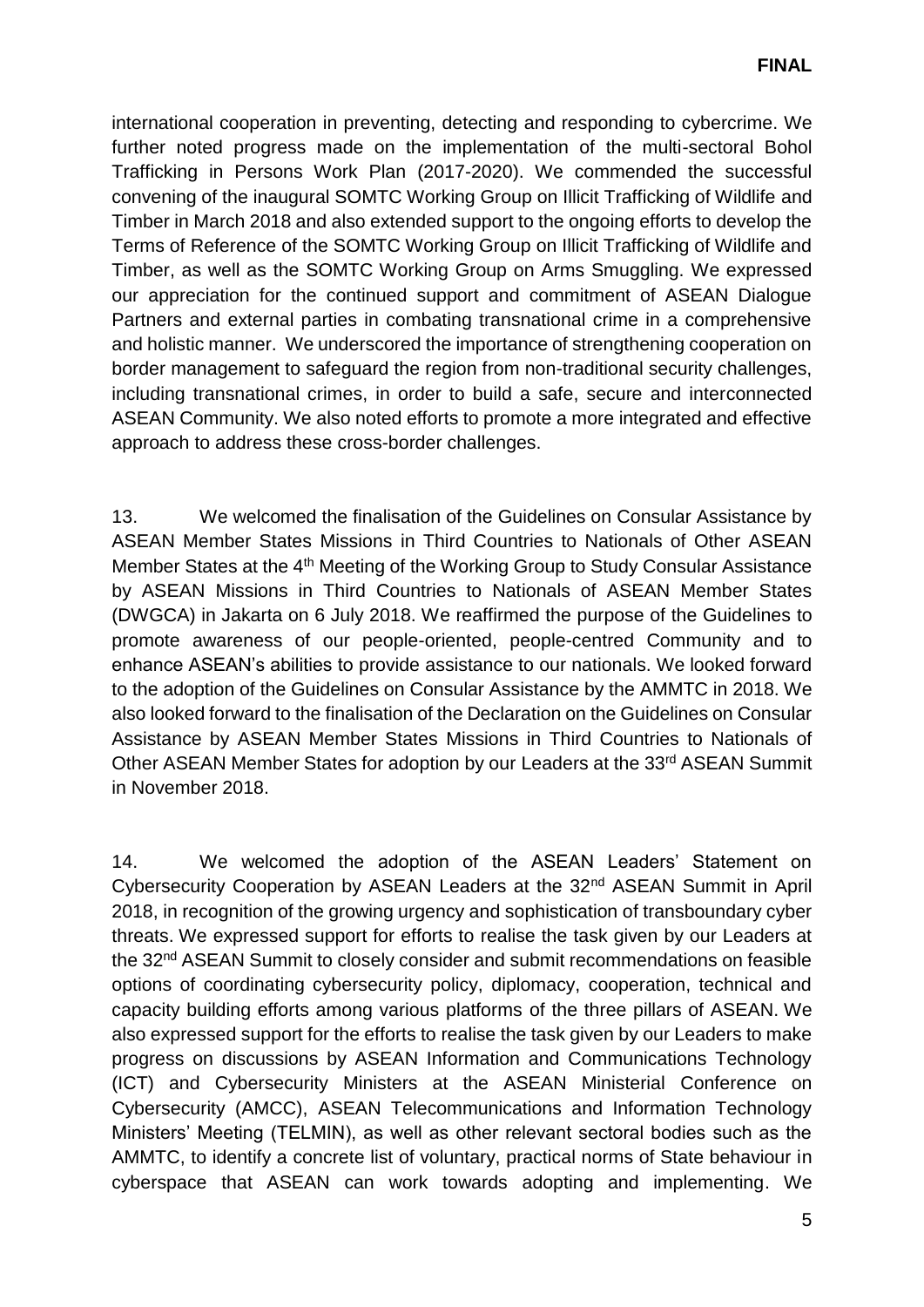international cooperation in preventing, detecting and responding to cybercrime. We further noted progress made on the implementation of the multi-sectoral Bohol Trafficking in Persons Work Plan (2017-2020). We commended the successful convening of the inaugural SOMTC Working Group on Illicit Trafficking of Wildlife and Timber in March 2018 and also extended support to the ongoing efforts to develop the Terms of Reference of the SOMTC Working Group on Illicit Trafficking of Wildlife and Timber, as well as the SOMTC Working Group on Arms Smuggling. We expressed our appreciation for the continued support and commitment of ASEAN Dialogue Partners and external parties in combating transnational crime in a comprehensive and holistic manner. We underscored the importance of strengthening cooperation on border management to safeguard the region from non-traditional security challenges, including transnational crimes, in order to build a safe, secure and interconnected ASEAN Community. We also noted efforts to promote a more integrated and effective approach to address these cross-border challenges.

13. We welcomed the finalisation of the Guidelines on Consular Assistance by ASEAN Member States Missions in Third Countries to Nationals of Other ASEAN Member States at the 4th Meeting of the Working Group to Study Consular Assistance by ASEAN Missions in Third Countries to Nationals of ASEAN Member States (DWGCA) in Jakarta on 6 July 2018. We reaffirmed the purpose of the Guidelines to promote awareness of our people-oriented, people-centred Community and to enhance ASEAN's abilities to provide assistance to our nationals. We looked forward to the adoption of the Guidelines on Consular Assistance by the AMMTC in 2018. We also looked forward to the finalisation of the Declaration on the Guidelines on Consular Assistance by ASEAN Member States Missions in Third Countries to Nationals of Other ASEAN Member States for adoption by our Leaders at the 33rd ASEAN Summit in November 2018.

14. We welcomed the adoption of the ASEAN Leaders' Statement on Cybersecurity Cooperation by ASEAN Leaders at the 32nd ASEAN Summit in April 2018, in recognition of the growing urgency and sophistication of transboundary cyber threats. We expressed support for efforts to realise the task given by our Leaders at the 32nd ASEAN Summit to closely consider and submit recommendations on feasible options of coordinating cybersecurity policy, diplomacy, cooperation, technical and capacity building efforts among various platforms of the three pillars of ASEAN. We also expressed support for the efforts to realise the task given by our Leaders to make progress on discussions by ASEAN Information and Communications Technology (ICT) and Cybersecurity Ministers at the ASEAN Ministerial Conference on Cybersecurity (AMCC), ASEAN Telecommunications and Information Technology Ministers' Meeting (TELMIN), as well as other relevant sectoral bodies such as the AMMTC, to identify a concrete list of voluntary, practical norms of State behaviour in cyberspace that ASEAN can work towards adopting and implementing. We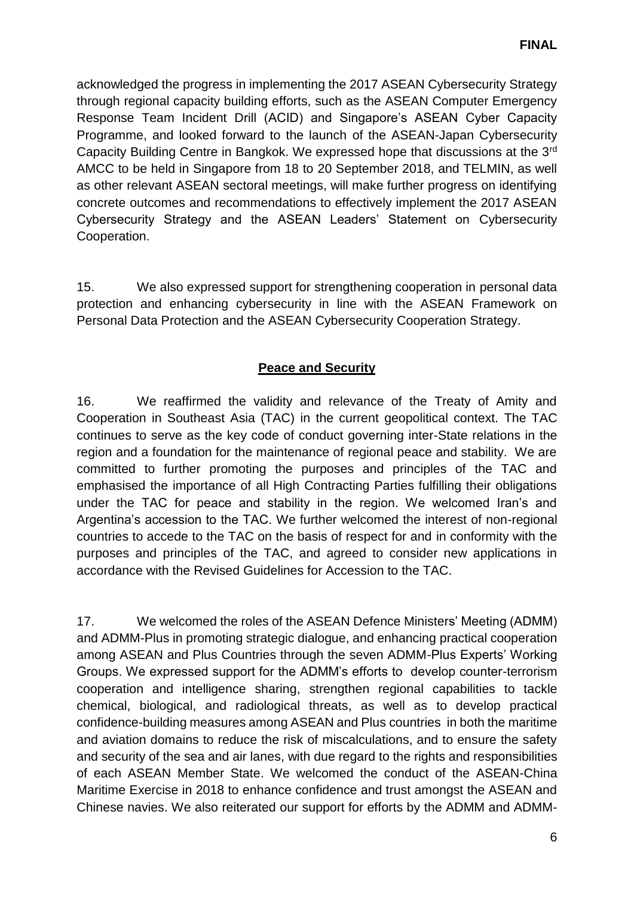acknowledged the progress in implementing the 2017 ASEAN Cybersecurity Strategy through regional capacity building efforts, such as the ASEAN Computer Emergency Response Team Incident Drill (ACID) and Singapore's ASEAN Cyber Capacity Programme, and looked forward to the launch of the ASEAN-Japan Cybersecurity Capacity Building Centre in Bangkok. We expressed hope that discussions at the 3rd AMCC to be held in Singapore from 18 to 20 September 2018, and TELMIN, as well as other relevant ASEAN sectoral meetings, will make further progress on identifying concrete outcomes and recommendations to effectively implement the 2017 ASEAN Cybersecurity Strategy and the ASEAN Leaders' Statement on Cybersecurity Cooperation.

15. We also expressed support for strengthening cooperation in personal data protection and enhancing cybersecurity in line with the ASEAN Framework on Personal Data Protection and the ASEAN Cybersecurity Cooperation Strategy.

## Peace and Security

16. We reaffirmed the validity and relevance of the Treaty of Amity and Cooperation in Southeast Asia (TAC) in the current geopolitical context. The TAC continues to serve as the key code of conduct governing inter-State relations in the region and a foundation for the maintenance of regional peace and stability. We are committed to further promoting the purposes and principles of the TAC and emphasised the importance of all High Contracting Parties fulfilling their obligations under the TAC for peace and stability in the region. We welcomed Iran's and Argentina's accession to the TAC. We further welcomed the interest of non-regional countries to accede to the TAC on the basis of respect for and in conformity with the purposes and principles of the TAC, and agreed to consider new applications in accordance with the Revised Guidelines for Accession to the TAC.

17. We welcomed the roles of the ASEAN Defence Ministers' Meeting (ADMM) and ADMM-Plus in promoting strategic dialogue, and enhancing practical cooperation among ASEAN and Plus Countries through the seven ADMM-Plus Experts' Working Groups. We expressed support for the ADMM's efforts to develop counter-terrorism cooperation and intelligence sharing, strengthen regional capabilities to tackle chemical, biological, and radiological threats, as well as to develop practical confidence-building measures among ASEAN and Plus countries in both the maritime and aviation domains to reduce the risk of miscalculations, and to ensure the safety and security of the sea and air lanes, with due regard to the rights and responsibilities of each ASEAN Member State. We welcomed the conduct of the ASEAN-China Maritime Exercise in 2018 to enhance confidence and trust amongst the ASEAN and Chinese navies. We also reiterated our support for efforts by the ADMM and ADMM-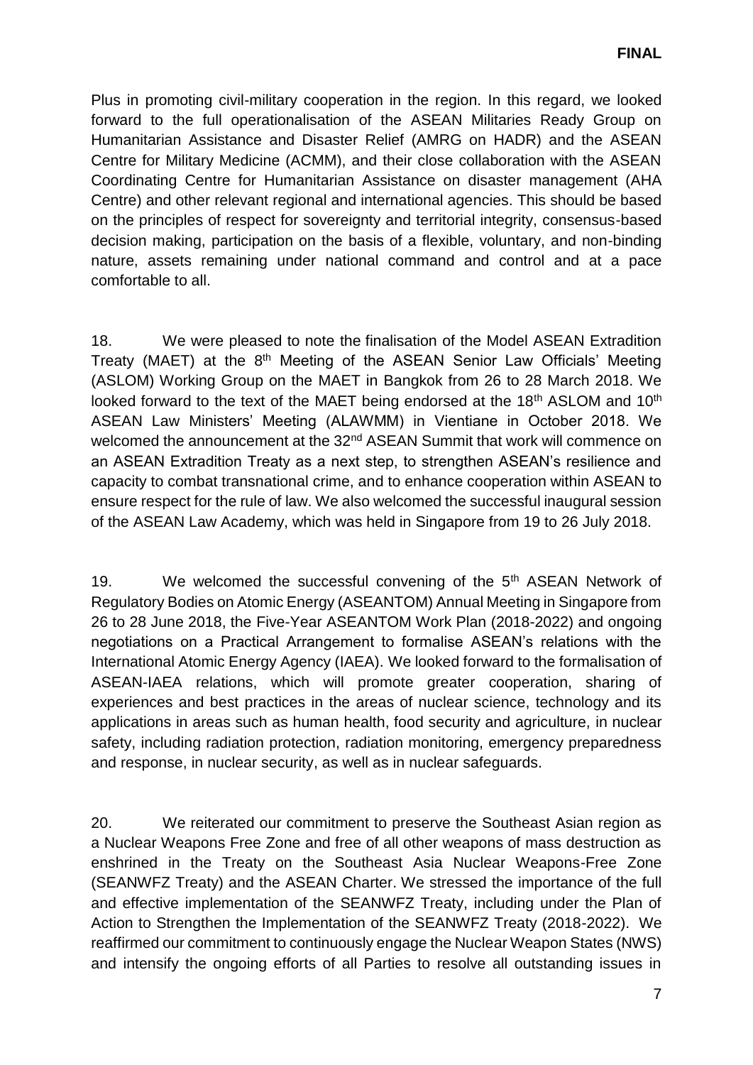Plus in promoting civil-military cooperation in the region. In this regard, we looked forward to the full operationalisation of the ASEAN Militaries Ready Group on Humanitarian Assistance and Disaster Relief (AMRG on HADR) and the ASEAN Centre for Military Medicine (ACMM), and their close collaboration with the ASEAN Coordinating Centre for Humanitarian Assistance on disaster management (AHA Centre) and other relevant regional and international agencies. This should be based on the principles of respect for sovereignty and territorial integrity, consensus-based decision making, participation on the basis of a flexible, voluntary, and non-binding nature, assets remaining under national command and control and at a pace comfortable to all.

18. We were pleased to note the finalisation of the Model ASEAN Extradition Treaty (MAET) at the 8th Meeting of the ASEAN Senior Law Officials' Meeting (ASLOM) Working Group on the MAET in Bangkok from 26 to 28 March 2018. We looked forward to the text of the MAET being endorsed at the 18th ASLOM and 10th ASEAN Law Ministers' Meeting (ALAWMM) in Vientiane in October 2018. We welcomed the announcement at the 32nd ASEAN Summit that work will commence on an ASEAN Extradition Treaty as a next step, to strengthen ASEAN's resilience and capacity to combat transnational crime, and to enhance cooperation within ASEAN to ensure respect for the rule of law. We also welcomed the successful inaugural session of the ASEAN Law Academy, which was held in Singapore from 19 to 26 July 2018.

19. We welcomed the successful convening of the 5th ASEAN Network of Regulatory Bodies on Atomic Energy (ASEANTOM) Annual Meeting in Singapore from 26 to 28 June 2018, the Five-Year ASEANTOM Work Plan (2018-2022) and ongoing negotiations on a Practical Arrangement to formalise ASEAN's relations with the International Atomic Energy Agency (IAEA). We looked forward to the formalisation of ASEAN-IAEA relations, which will promote greater cooperation, sharing of experiences and best practices in the areas of nuclear science, technology and its applications in areas such as human health, food security and agriculture, in nuclear safety, including radiation protection, radiation monitoring, emergency preparedness and response, in nuclear security, as well as in nuclear safeguards.

20. We reiterated our commitment to preserve the Southeast Asian region as a Nuclear Weapons Free Zone and free of all other weapons of mass destruction as enshrined in the Treaty on the Southeast Asia Nuclear Weapons-Free Zone (SEANWFZ Treaty) and the ASEAN Charter. We stressed the importance of the full and effective implementation of the SEANWFZ Treaty, including under the Plan of Action to Strengthen the Implementation of the SEANWFZ Treaty (2018-2022). We reaffirmed our commitment to continuously engage the Nuclear Weapon States (NWS) and intensify the ongoing efforts of all Parties to resolve all outstanding issues in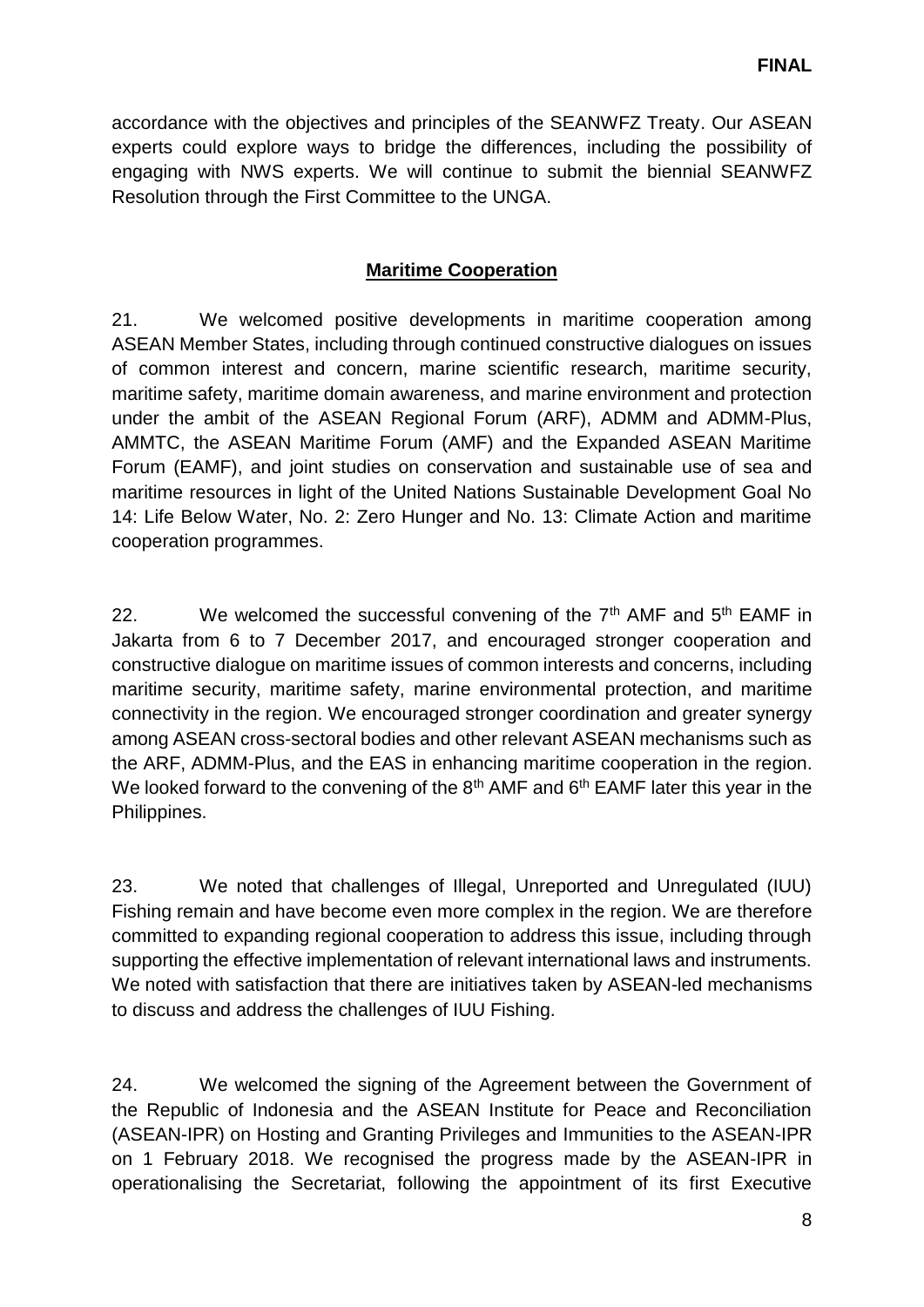accordance with the objectives and principles of the SEANWFZ Treaty. Our ASEAN experts could explore ways to bridge the differences, including the possibility of engaging with NWS experts. We will continue to submit the biennial SEANWFZ Resolution through the First Committee to the UNGA.

## Maritime Cooperation

21. We welcomed positive developments in maritime cooperation among ASEAN Member States, including through continued constructive dialogues on issues of common interest and concern, marine scientific research, maritime security, maritime safety, maritime domain awareness, and marine environment and protection under the ambit of the ASEAN Regional Forum (ARF), ADMM and ADMM-Plus, AMMTC, the ASEAN Maritime Forum (AMF) and the Expanded ASEAN Maritime Forum (EAMF), and joint studies on conservation and sustainable use of sea and maritime resources in light of the United Nations Sustainable Development Goal No 14: Life Below Water, No. 2: Zero Hunger and No. 13: Climate Action and maritime cooperation programmes.

22. We welcomed the successful convening of the 7th AMF and 5th EAMF in Jakarta from 6 to 7 December 2017, and encouraged stronger cooperation and constructive dialogue on maritime issues of common interests and concerns, including maritime security, maritime safety, marine environmental protection, and maritime connectivity in the region. We encouraged stronger coordination and greater synergy among ASEAN cross-sectoral bodies and other relevant ASEAN mechanisms such as the ARF, ADMM-Plus, and the EAS in enhancing maritime cooperation in the region. We looked forward to the convening of the 8th AMF and 6th EAMF later this year in the Philippines.

23. We noted that challenges of Illegal, Unreported and Unregulated (IUU) Fishing remain and have become even more complex in the region. We are therefore committed to expanding regional cooperation to address this issue, including through supporting the effective implementation of relevant international laws and instruments. We noted with satisfaction that there are initiatives taken by ASEAN-led mechanisms to discuss and address the challenges of IUU Fishing.

24. We welcomed the signing of the Agreement between the Government of the Republic of Indonesia and the ASEAN Institute for Peace and Reconciliation (ASEAN-IPR) on Hosting and Granting Privileges and Immunities to the ASEAN-IPR on 1 February 2018. We recognised the progress made by the ASEAN-IPR in operationalising the Secretariat, following the appointment of its first Executive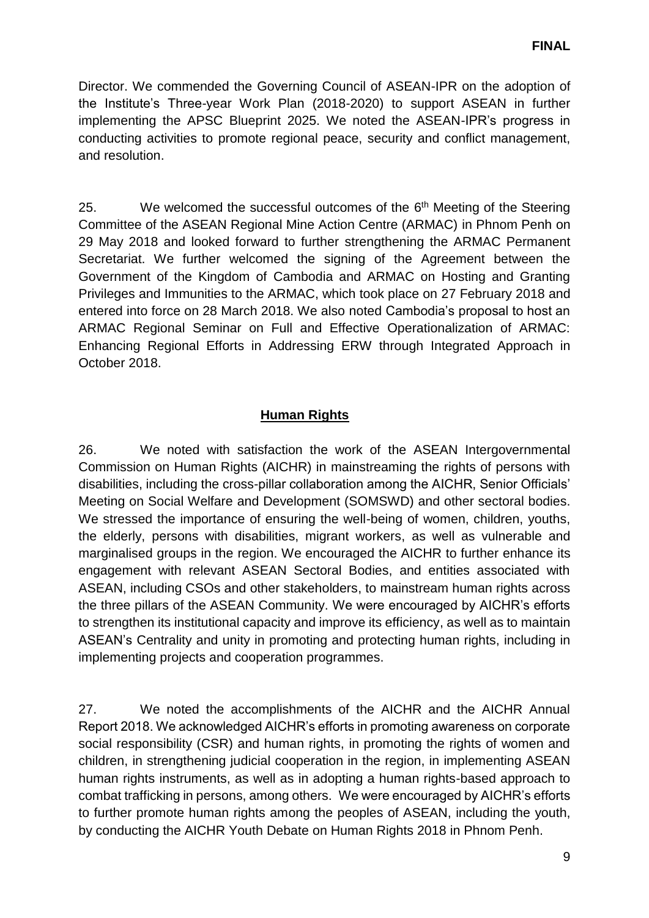Director. We commended the Governing Council of ASEAN-IPR on the adoption of the Institute's Three-year Work Plan (2018-2020) to support ASEAN in further implementing the APSC Blueprint 2025. We noted the ASEAN-IPR's progress in conducting activities to promote regional peace, security and conflict management, and resolution.

25. We welcomed the successful outcomes of the 6th Meeting of the Steering Committee of the ASEAN Regional Mine Action Centre (ARMAC) in Phnom Penh on 29 May 2018 and looked forward to further strengthening the ARMAC Permanent Secretariat. We further welcomed the signing of the Agreement between the Government of the Kingdom of Cambodia and ARMAC on Hosting and Granting Privileges and Immunities to the ARMAC, which took place on 27 February 2018 and entered into force on 28 March 2018. We also noted Cambodia's proposal to host an ARMAC Regional Seminar on Full and Effective Operationalization of ARMAC: Enhancing Regional Efforts in Addressing ERW through Integrated Approach in October 2018.

## Human Rights

26. We noted with satisfaction the work of the ASEAN Intergovernmental Commission on Human Rights (AICHR) in mainstreaming the rights of persons with disabilities, including the cross-pillar collaboration among the AICHR, Senior Officials' Meeting on Social Welfare and Development (SOMSWD) and other sectoral bodies. We stressed the importance of ensuring the well-being of women, children, youths, the elderly, persons with disabilities, migrant workers, as well as vulnerable and marginalised groups in the region. We encouraged the AICHR to further enhance its engagement with relevant ASEAN Sectoral Bodies, and entities associated with ASEAN, including CSOs and other stakeholders, to mainstream human rights across the three pillars of the ASEAN Community. We were encouraged by AICHR's efforts to strengthen its institutional capacity and improve its efficiency, as well as to maintain ASEAN's Centrality and unity in promoting and protecting human rights, including in implementing projects and cooperation programmes.

27. We noted the accomplishments of the AICHR and the AICHR Annual Report 2018. We acknowledged AICHR's efforts in promoting awareness on corporate social responsibility (CSR) and human rights, in promoting the rights of women and children, in strengthening judicial cooperation in the region, in implementing ASEAN human rights instruments, as well as in adopting a human rights-based approach to combat trafficking in persons, among others. We were encouraged by AICHR's efforts to further promote human rights among the peoples of ASEAN, including the youth, by conducting the AICHR Youth Debate on Human Rights 2018 in Phnom Penh.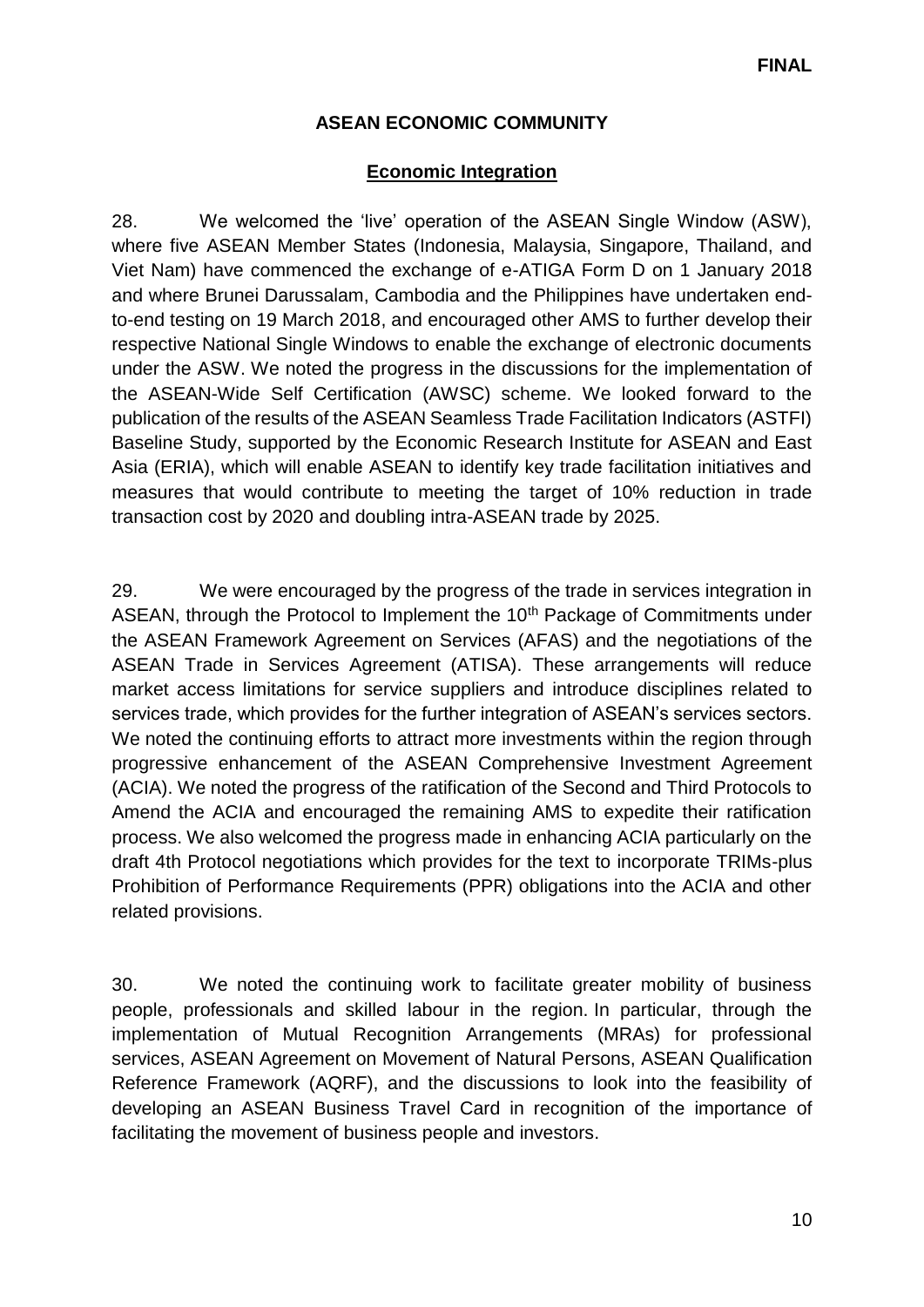**FINAL**

## ASEAN ECONOMIC COMMUNITY

### Economic Integration

28. We welcomed the 'live' operation of the ASEAN Single Window (ASW), where five ASEAN Member States (Indonesia, Malaysia, Singapore, Thailand, and Viet Nam) have commenced the exchange of e-ATIGA Form D on 1 January 2018 and where Brunei Darussalam, Cambodia and the Philippines have undertaken end-to-end testing on 19 March 2018, and encouraged other AMS to further develop their respective National Single Windows to enable the exchange of electronic documents under the ASW. We noted the progress in the discussions for the implementation of the ASEAN-Wide Self Certification (AWSC) scheme. We looked forward to the publication of the results of the ASEAN Seamless Trade Facilitation Indicators (ASTFI) Baseline Study, supported by the Economic Research Institute for ASEAN and East Asia (ERIA), which will enable ASEAN to identify key trade facilitation initiatives and measures that would contribute to meeting the target of 10% reduction in trade transaction cost by 2020 and doubling intra-ASEAN trade by 2025.

29. We were encouraged by the progress of the trade in services integration in ASEAN, through the Protocol to Implement the 10th Package of Commitments under the ASEAN Framework Agreement on Services (AFAS) and the negotiations of the ASEAN Trade in Services Agreement (ATISA). These arrangements will reduce market access limitations for service suppliers and introduce disciplines related to services trade, which provides for the further integration of ASEAN's services sectors. We noted the continuing efforts to attract more investments within the region through progressive enhancement of the ASEAN Comprehensive Investment Agreement (ACIA). We noted the progress of the ratification of the Second and Third Protocols to Amend the ACIA and encouraged the remaining AMS to expedite their ratification process. We also welcomed the progress made in enhancing ACIA particularly on the draft 4th Protocol negotiations which provides for the text to incorporate TRIMs-plus Prohibition of Performance Requirements (PPR) obligations into the ACIA and other related provisions.

30. We noted the continuing work to facilitate greater mobility of business people, professionals and skilled labour in the region. In particular, through the implementation of Mutual Recognition Arrangements (MRAs) for professional services, ASEAN Agreement on Movement of Natural Persons, ASEAN Qualification Reference Framework (AQRF), and the discussions to look into the feasibility of developing an ASEAN Business Travel Card in recognition of the importance of facilitating the movement of business people and investors.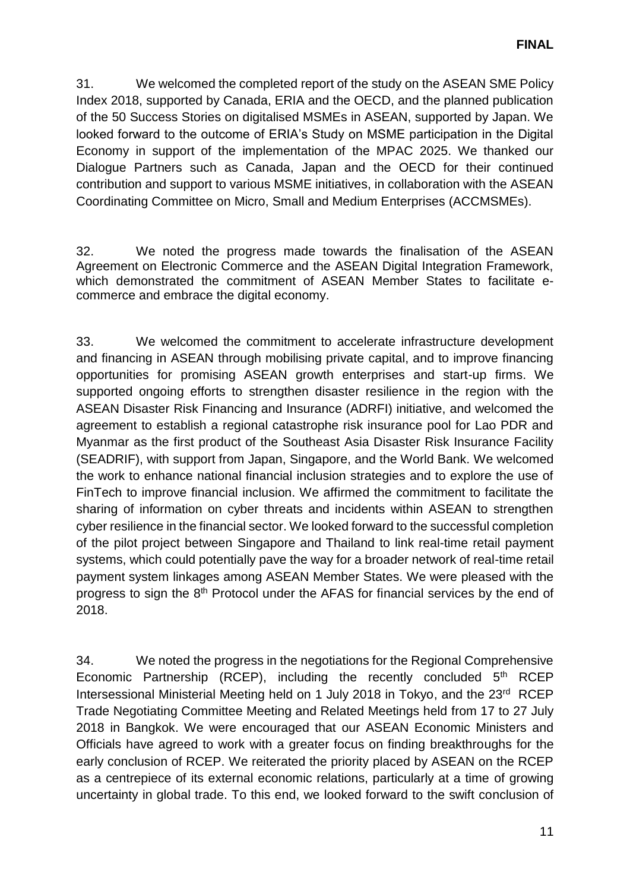31. We welcomed the completed report of the study on the ASEAN SME Policy Index 2018, supported by Canada, ERIA and the OECD, and the planned publication of the 50 Success Stories on digitalised MSMEs in ASEAN, supported by Japan. We looked forward to the outcome of ERIA's Study on MSME participation in the Digital Economy in support of the implementation of the MPAC 2025. We thanked our Dialogue Partners such as Canada, Japan and the OECD for their continued contribution and support to various MSME initiatives, in collaboration with the ASEAN Coordinating Committee on Micro, Small and Medium Enterprises (ACCMSMEs).

32. We noted the progress made towards the finalisation of the ASEAN Agreement on Electronic Commerce and the ASEAN Digital Integration Framework, which demonstrated the commitment of ASEAN Member States to facilitate e-commerce and embrace the digital economy.

33. We welcomed the commitment to accelerate infrastructure development and financing in ASEAN through mobilising private capital, and to improve financing opportunities for promising ASEAN growth enterprises and start-up firms. We supported ongoing efforts to strengthen disaster resilience in the region with the ASEAN Disaster Risk Financing and Insurance (ADRFI) initiative, and welcomed the agreement to establish a regional catastrophe risk insurance pool for Lao PDR and Myanmar as the first product of the Southeast Asia Disaster Risk Insurance Facility (SEADRIF), with support from Japan, Singapore, and the World Bank. We welcomed the work to enhance national financial inclusion strategies and to explore the use of FinTech to improve financial inclusion. We affirmed the commitment to facilitate the sharing of information on cyber threats and incidents within ASEAN to strengthen cyber resilience in the financial sector. We looked forward to the successful completion of the pilot project between Singapore and Thailand to link real-time retail payment systems, which could potentially pave the way for a broader network of real-time retail payment system linkages among ASEAN Member States. We were pleased with the progress to sign the 8th Protocol under the AFAS for financial services by the end of 2018.

34. We noted the progress in the negotiations for the Regional Comprehensive Economic Partnership (RCEP), including the recently concluded 5th RCEP Intersessional Ministerial Meeting held on 1 July 2018 in Tokyo, and the 23rd RCEP Trade Negotiating Committee Meeting and Related Meetings held from 17 to 27 July 2018 in Bangkok. We were encouraged that our ASEAN Economic Ministers and Officials have agreed to work with a greater focus on finding breakthroughs for the early conclusion of RCEP. We reiterated the priority placed by ASEAN on the RCEP as a centrepiece of its external economic relations, particularly at a time of growing uncertainty in global trade. To this end, we looked forward to the swift conclusion of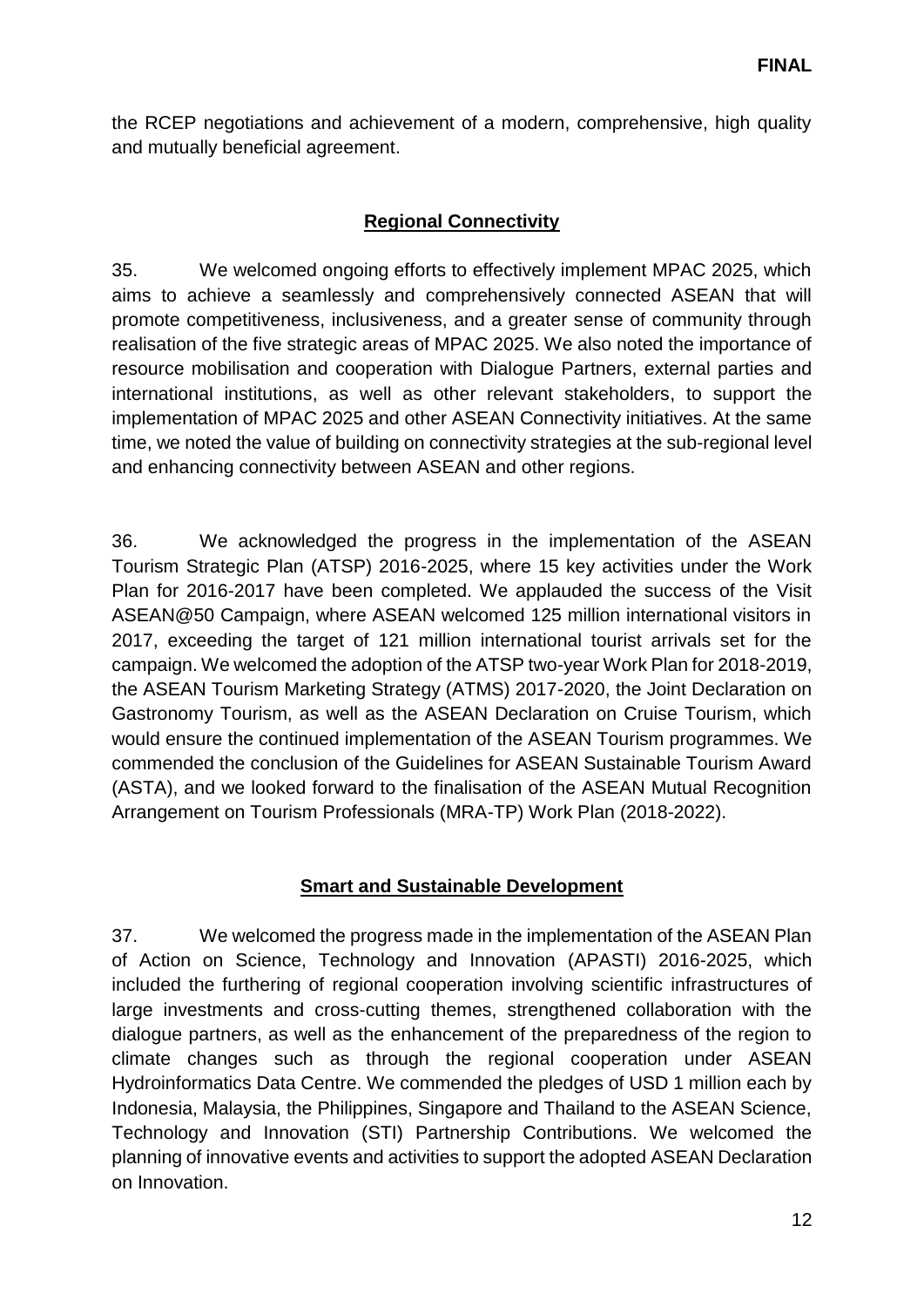the RCEP negotiations and achievement of a modern, comprehensive, high quality and mutually beneficial agreement.

## **Regional Connectivity**

35. We welcomed ongoing efforts to effectively implement MPAC 2025, which aims to achieve a seamlessly and comprehensively connected ASEAN that will promote competitiveness, inclusiveness, and a greater sense of community through realisation of the five strategic areas of MPAC 2025. We also noted the importance of resource mobilisation and cooperation with Dialogue Partners, external parties and international institutions, as well as other relevant stakeholders, to support the implementation of MPAC 2025 and other ASEAN Connectivity initiatives. At the same time, we noted the value of building on connectivity strategies at the sub-regional level and enhancing connectivity between ASEAN and other regions.

36. We acknowledged the progress in the implementation of the ASEAN Tourism Strategic Plan (ATSP) 2016-2025, where 15 key activities under the Work Plan for 2016-2017 have been completed. We applauded the success of the Visit ASEAN@50 Campaign, where ASEAN welcomed 125 million international visitors in 2017, exceeding the target of 121 million international tourist arrivals set for the campaign. We welcomed the adoption of the ATSP two-year Work Plan for 2018-2019, the ASEAN Tourism Marketing Strategy (ATMS) 2017-2020, the Joint Declaration on Gastronomy Tourism, as well as the ASEAN Declaration on Cruise Tourism, which would ensure the continued implementation of the ASEAN Tourism programmes. We commended the conclusion of the Guidelines for ASEAN Sustainable Tourism Award (ASTA), and we looked forward to the finalisation of the ASEAN Mutual Recognition Arrangement on Tourism Professionals (MRA-TP) Work Plan (2018-2022).

## **Smart and Sustainable Development**

37. We welcomed the progress made in the implementation of the ASEAN Plan of Action on Science, Technology and Innovation (APASTI) 2016-2025, which included the furthering of regional cooperation involving scientific infrastructures of large investments and cross-cutting themes, strengthened collaboration with the dialogue partners, as well as the enhancement of the preparedness of the region to climate changes such as through the regional cooperation under ASEAN Hydroinformatics Data Centre. We commended the pledges of USD 1 million each by Indonesia, Malaysia, the Philippines, Singapore and Thailand to the ASEAN Science, Technology and Innovation (STI) Partnership Contributions. We welcomed the planning of innovative events and activities to support the adopted ASEAN Declaration on Innovation.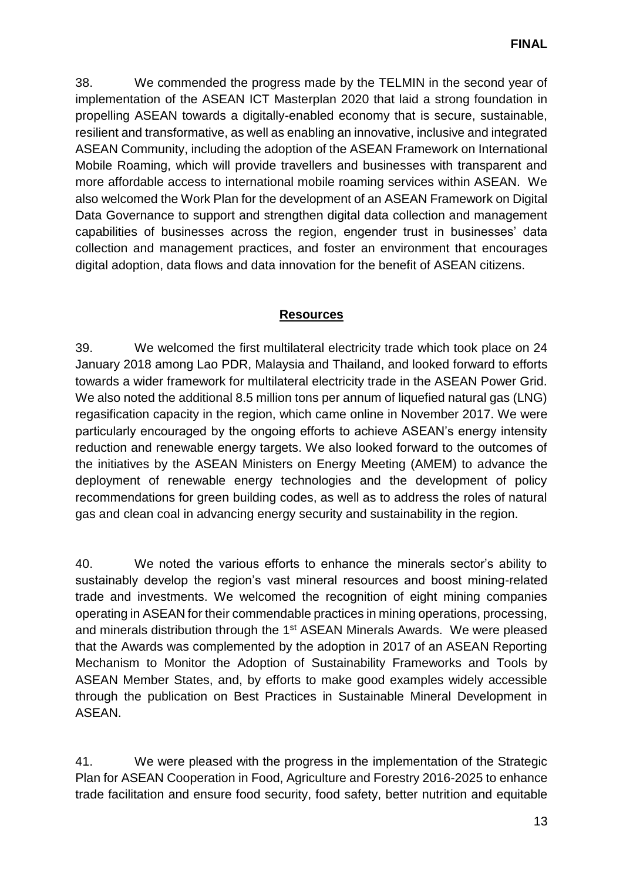38. We commended the progress made by the TELMIN in the second year of implementation of the ASEAN ICT Masterplan 2020 that laid a strong foundation in propelling ASEAN towards a digitally-enabled economy that is secure, sustainable, resilient and transformative, as well as enabling an innovative, inclusive and integrated ASEAN Community, including the adoption of the ASEAN Framework on International Mobile Roaming, which will provide travellers and businesses with transparent and more affordable access to international mobile roaming services within ASEAN. We also welcomed the Work Plan for the development of an ASEAN Framework on Digital Data Governance to support and strengthen digital data collection and management capabilities of businesses across the region, engender trust in businesses' data collection and management practices, and foster an environment that encourages digital adoption, data flows and data innovation for the benefit of ASEAN citizens.

## Resources

39. We welcomed the first multilateral electricity trade which took place on 24 January 2018 among Lao PDR, Malaysia and Thailand, and looked forward to efforts towards a wider framework for multilateral electricity trade in the ASEAN Power Grid. We also noted the additional 8.5 million tons per annum of liquefied natural gas (LNG) regasification capacity in the region, which came online in November 2017. We were particularly encouraged by the ongoing efforts to achieve ASEAN's energy intensity reduction and renewable energy targets. We also looked forward to the outcomes of the initiatives by the ASEAN Ministers on Energy Meeting (AMEM) to advance the deployment of renewable energy technologies and the development of policy recommendations for green building codes, as well as to address the roles of natural gas and clean coal in advancing energy security and sustainability in the region.

40. We noted the various efforts to enhance the minerals sector's ability to sustainably develop the region's vast mineral resources and boost mining-related trade and investments. We welcomed the recognition of eight mining companies operating in ASEAN for their commendable practices in mining operations, processing, and minerals distribution through the 1st ASEAN Minerals Awards. We were pleased that the Awards was complemented by the adoption in 2017 of an ASEAN Reporting Mechanism to Monitor the Adoption of Sustainability Frameworks and Tools by ASEAN Member States, and, by efforts to make good examples widely accessible through the publication on Best Practices in Sustainable Mineral Development in ASEAN.

41. We were pleased with the progress in the implementation of the Strategic Plan for ASEAN Cooperation in Food, Agriculture and Forestry 2016-2025 to enhance trade facilitation and ensure food security, food safety, better nutrition and equitable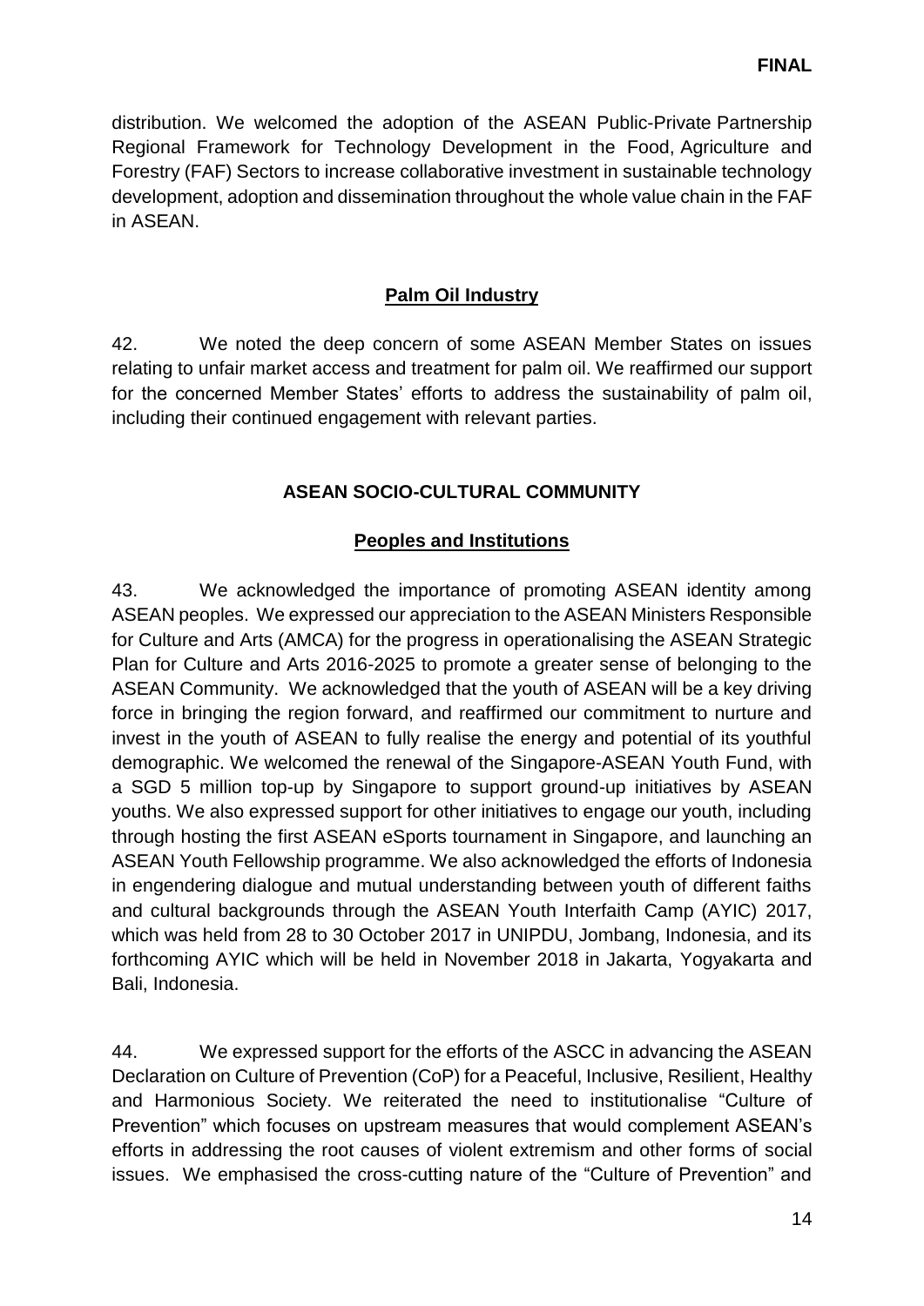distribution. We welcomed the adoption of the ASEAN Public-Private Partnership Regional Framework for Technology Development in the Food, Agriculture and Forestry (FAF) Sectors to increase collaborative investment in sustainable technology development, adoption and dissemination throughout the whole value chain in the FAF in ASEAN.

## Palm Oil Industry

42. We noted the deep concern of some ASEAN Member States on issues relating to unfair market access and treatment for palm oil. We reaffirmed our support for the concerned Member States' efforts to address the sustainability of palm oil, including their continued engagement with relevant parties.

# ASEAN SOCIO-CULTURAL COMMUNITY

## Peoples and Institutions

43. We acknowledged the importance of promoting ASEAN identity among ASEAN peoples. We expressed our appreciation to the ASEAN Ministers Responsible for Culture and Arts (AMCA) for the progress in operationalising the ASEAN Strategic Plan for Culture and Arts 2016-2025 to promote a greater sense of belonging to the ASEAN Community. We acknowledged that the youth of ASEAN will be a key driving force in bringing the region forward, and reaffirmed our commitment to nurture and invest in the youth of ASEAN to fully realise the energy and potential of its youthful demographic. We welcomed the renewal of the Singapore-ASEAN Youth Fund, with a SGD 5 million top-up by Singapore to support ground-up initiatives by ASEAN youths. We also expressed support for other initiatives to engage our youth, including through hosting the first ASEAN eSports tournament in Singapore, and launching an ASEAN Youth Fellowship programme. We also acknowledged the efforts of Indonesia in engendering dialogue and mutual understanding between youth of different faiths and cultural backgrounds through the ASEAN Youth Interfaith Camp (AYIC) 2017, which was held from 28 to 30 October 2017 in UNIPDU, Jombang, Indonesia, and its forthcoming AYIC which will be held in November 2018 in Jakarta, Yogyakarta and Bali, Indonesia.

44. We expressed support for the efforts of the ASCC in advancing the ASEAN Declaration on Culture of Prevention (CoP) for a Peaceful, Inclusive, Resilient, Healthy and Harmonious Society. We reiterated the need to institutionalise "Culture of Prevention" which focuses on upstream measures that would complement ASEAN's efforts in addressing the root causes of violent extremism and other forms of social issues. We emphasised the cross-cutting nature of the "Culture of Prevention" and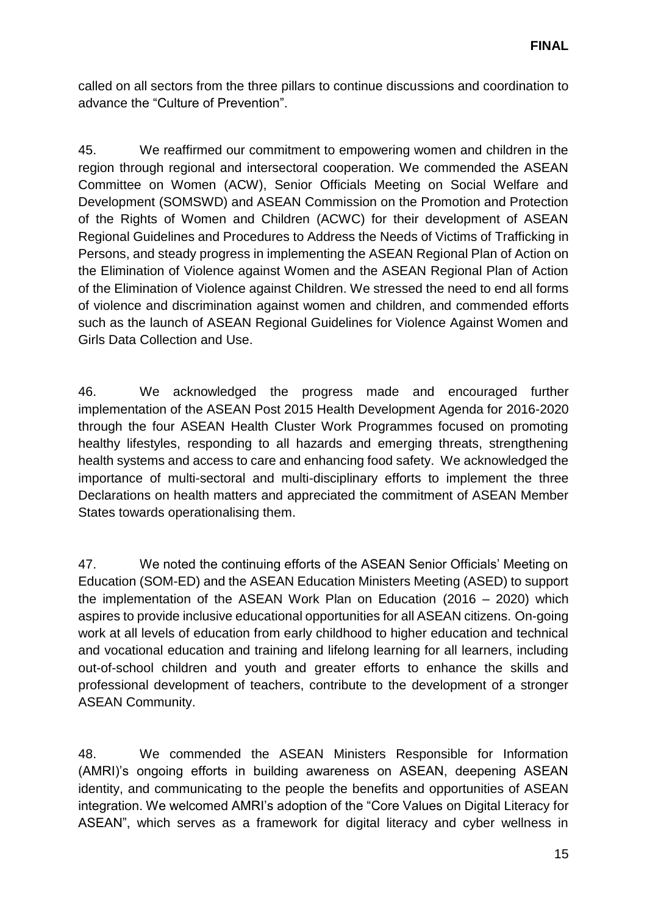called on all sectors from the three pillars to continue discussions and coordination to advance the "Culture of Prevention".

45. We reaffirmed our commitment to empowering women and children in the region through regional and intersectoral cooperation. We commended the ASEAN Committee on Women (ACW), Senior Officials Meeting on Social Welfare and Development (SOMSWD) and ASEAN Commission on the Promotion and Protection of the Rights of Women and Children (ACWC) for their development of ASEAN Regional Guidelines and Procedures to Address the Needs of Victims of Trafficking in Persons, and steady progress in implementing the ASEAN Regional Plan of Action on the Elimination of Violence against Women and the ASEAN Regional Plan of Action of the Elimination of Violence against Children. We stressed the need to end all forms of violence and discrimination against women and children, and commended efforts such as the launch of ASEAN Regional Guidelines for Violence Against Women and Girls Data Collection and Use.

46. We acknowledged the progress made and encouraged further implementation of the ASEAN Post 2015 Health Development Agenda for 2016-2020 through the four ASEAN Health Cluster Work Programmes focused on promoting healthy lifestyles, responding to all hazards and emerging threats, strengthening health systems and access to care and enhancing food safety. We acknowledged the importance of multi-sectoral and multi-disciplinary efforts to implement the three Declarations on health matters and appreciated the commitment of ASEAN Member States towards operationalising them.

47. We noted the continuing efforts of the ASEAN Senior Officials' Meeting on Education (SOM-ED) and the ASEAN Education Ministers Meeting (ASED) to support the implementation of the ASEAN Work Plan on Education (2016 – 2020) which aspires to provide inclusive educational opportunities for all ASEAN citizens. On-going work at all levels of education from early childhood to higher education and technical and vocational education and training and lifelong learning for all learners, including out-of-school children and youth and greater efforts to enhance the skills and professional development of teachers, contribute to the development of a stronger ASEAN Community.

48. We commended the ASEAN Ministers Responsible for Information (AMRI)'s ongoing efforts in building awareness on ASEAN, deepening ASEAN identity, and communicating to the people the benefits and opportunities of ASEAN integration. We welcomed AMRI's adoption of the "Core Values on Digital Literacy for ASEAN", which serves as a framework for digital literacy and cyber wellness in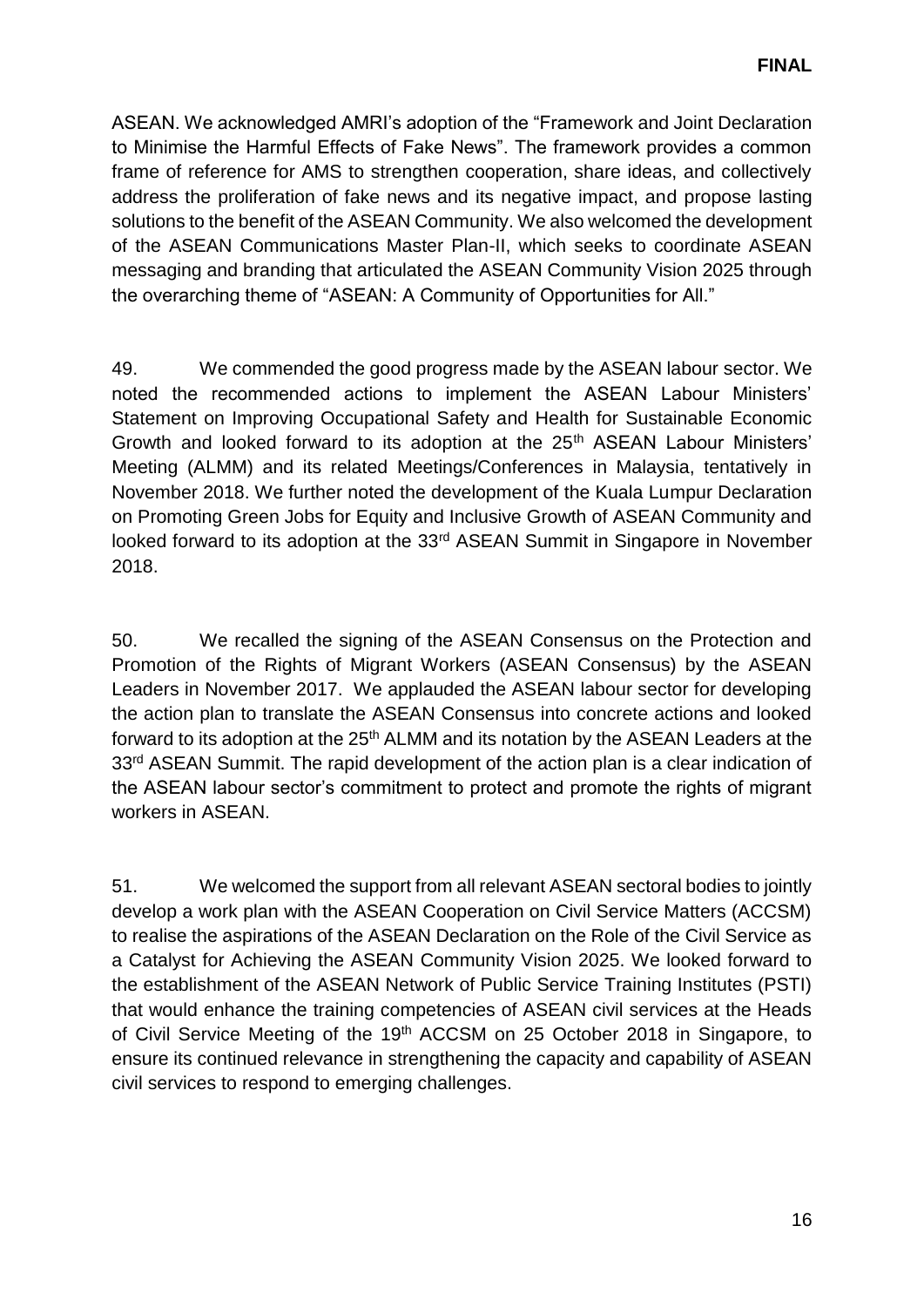ASEAN. We acknowledged AMRI's adoption of the "Framework and Joint Declaration to Minimise the Harmful Effects of Fake News". The framework provides a common frame of reference for AMS to strengthen cooperation, share ideas, and collectively address the proliferation of fake news and its negative impact, and propose lasting solutions to the benefit of the ASEAN Community. We also welcomed the development of the ASEAN Communications Master Plan-II, which seeks to coordinate ASEAN messaging and branding that articulated the ASEAN Community Vision 2025 through the overarching theme of "ASEAN: A Community of Opportunities for All."

49. We commended the good progress made by the ASEAN labour sector. We noted the recommended actions to implement the ASEAN Labour Ministers' Statement on Improving Occupational Safety and Health for Sustainable Economic Growth and looked forward to its adoption at the 25th ASEAN Labour Ministers' Meeting (ALMM) and its related Meetings/Conferences in Malaysia, tentatively in November 2018. We further noted the development of the Kuala Lumpur Declaration on Promoting Green Jobs for Equity and Inclusive Growth of ASEAN Community and looked forward to its adoption at the 33rd ASEAN Summit in Singapore in November 2018.

50. We recalled the signing of the ASEAN Consensus on the Protection and Promotion of the Rights of Migrant Workers (ASEAN Consensus) by the ASEAN Leaders in November 2017. We applauded the ASEAN labour sector for developing the action plan to translate the ASEAN Consensus into concrete actions and looked forward to its adoption at the 25th ALMM and its notation by the ASEAN Leaders at the 33rd ASEAN Summit. The rapid development of the action plan is a clear indication of the ASEAN labour sector's commitment to protect and promote the rights of migrant workers in ASEAN.

51. We welcomed the support from all relevant ASEAN sectoral bodies to jointly develop a work plan with the ASEAN Cooperation on Civil Service Matters (ACCSM) to realise the aspirations of the ASEAN Declaration on the Role of the Civil Service as a Catalyst for Achieving the ASEAN Community Vision 2025. We looked forward to the establishment of the ASEAN Network of Public Service Training Institutes (PSTI) that would enhance the training competencies of ASEAN civil services at the Heads of Civil Service Meeting of the 19th ACCSM on 25 October 2018 in Singapore, to ensure its continued relevance in strengthening the capacity and capability of ASEAN civil services to respond to emerging challenges.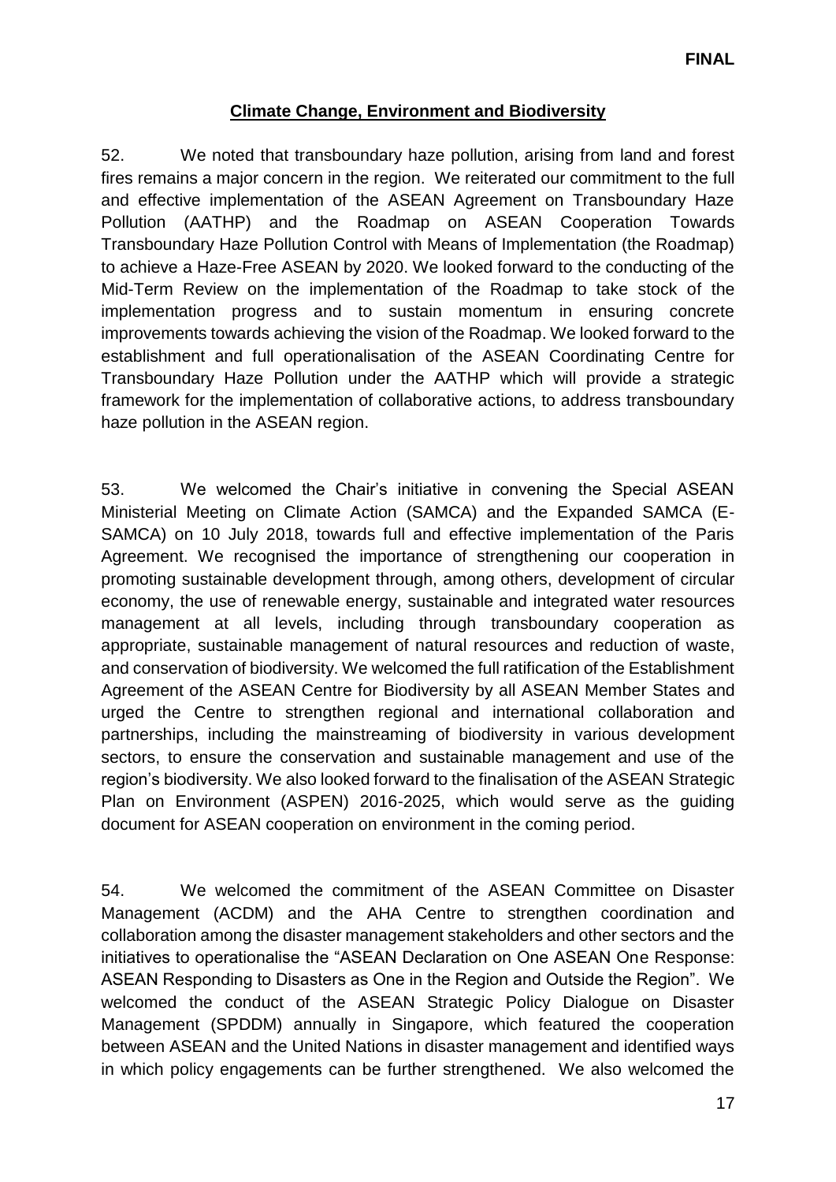## Climate Change, Environment and Biodiversity

52. We noted that transboundary haze pollution, arising from land and forest fires remains a major concern in the region. We reiterated our commitment to the full and effective implementation of the ASEAN Agreement on Transboundary Haze Pollution (AATHP) and the Roadmap on ASEAN Cooperation Towards Transboundary Haze Pollution Control with Means of Implementation (the Roadmap) to achieve a Haze-Free ASEAN by 2020. We looked forward to the conducting of the Mid-Term Review on the implementation of the Roadmap to take stock of the implementation progress and to sustain momentum in ensuring concrete improvements towards achieving the vision of the Roadmap. We looked forward to the establishment and full operationalisation of the ASEAN Coordinating Centre for Transboundary Haze Pollution under the AATHP which will provide a strategic framework for the implementation of collaborative actions, to address transboundary haze pollution in the ASEAN region.

53. We welcomed the Chair's initiative in convening the Special ASEAN Ministerial Meeting on Climate Action (SAMCA) and the Expanded SAMCA (E-SAMCA) on 10 July 2018, towards full and effective implementation of the Paris Agreement. We recognised the importance of strengthening our cooperation in promoting sustainable development through, among others, development of circular economy, the use of renewable energy, sustainable and integrated water resources management at all levels, including through transboundary cooperation as appropriate, sustainable management of natural resources and reduction of waste, and conservation of biodiversity. We welcomed the full ratification of the Establishment Agreement of the ASEAN Centre for Biodiversity by all ASEAN Member States and urged the Centre to strengthen regional and international collaboration and partnerships, including the mainstreaming of biodiversity in various development sectors, to ensure the conservation and sustainable management and use of the region's biodiversity. We also looked forward to the finalisation of the ASEAN Strategic Plan on Environment (ASPEN) 2016-2025, which would serve as the guiding document for ASEAN cooperation on environment in the coming period.

54. We welcomed the commitment of the ASEAN Committee on Disaster Management (ACDM) and the AHA Centre to strengthen coordination and collaboration among the disaster management stakeholders and other sectors and the initiatives to operationalise the "ASEAN Declaration on One ASEAN One Response: ASEAN Responding to Disasters as One in the Region and Outside the Region". We welcomed the conduct of the ASEAN Strategic Policy Dialogue on Disaster Management (SPDDM) annually in Singapore, which featured the cooperation between ASEAN and the United Nations in disaster management and identified ways in which policy engagements can be further strengthened. We also welcomed the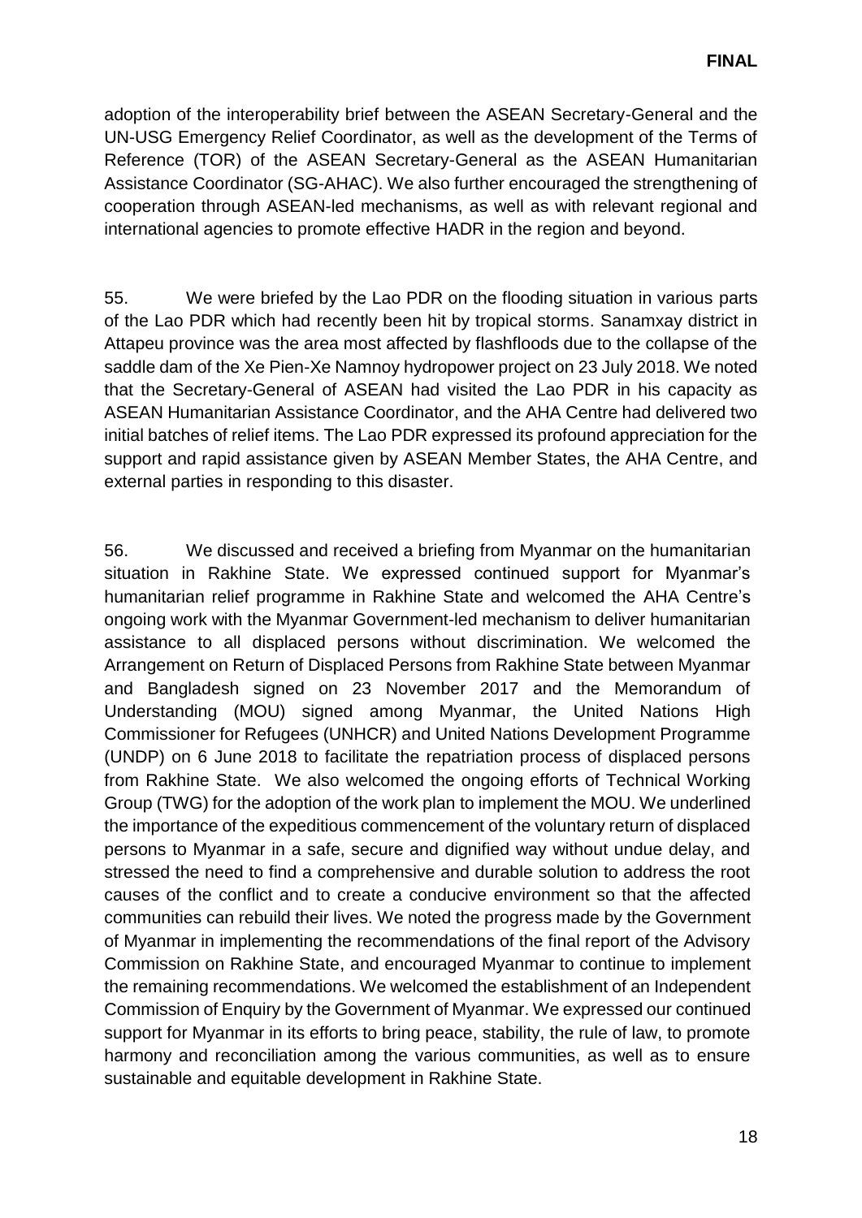adoption of the interoperability brief between the ASEAN Secretary-General and the UN-USG Emergency Relief Coordinator, as well as the development of the Terms of Reference (TOR) of the ASEAN Secretary-General as the ASEAN Humanitarian Assistance Coordinator (SG-AHAC). We also further encouraged the strengthening of cooperation through ASEAN-led mechanisms, as well as with relevant regional and international agencies to promote effective HADR in the region and beyond.

55. We were briefed by the Lao PDR on the flooding situation in various parts of the Lao PDR which had recently been hit by tropical storms. Sanamxay district in Attapeu province was the area most affected by flashfloods due to the collapse of the saddle dam of the Xe Pien-Xe Namnoy hydropower project on 23 July 2018. We noted that the Secretary-General of ASEAN had visited the Lao PDR in his capacity as ASEAN Humanitarian Assistance Coordinator, and the AHA Centre had delivered two initial batches of relief items. The Lao PDR expressed its profound appreciation for the support and rapid assistance given by ASEAN Member States, the AHA Centre, and external parties in responding to this disaster.

56. We discussed and received a briefing from Myanmar on the humanitarian situation in Rakhine State. We expressed continued support for Myanmar's humanitarian relief programme in Rakhine State and welcomed the AHA Centre's ongoing work with the Myanmar Government-led mechanism to deliver humanitarian assistance to all displaced persons without discrimination. We welcomed the Arrangement on Return of Displaced Persons from Rakhine State between Myanmar and Bangladesh signed on 23 November 2017 and the Memorandum of Understanding (MOU) signed among Myanmar, the United Nations High Commissioner for Refugees (UNHCR) and United Nations Development Programme (UNDP) on 6 June 2018 to facilitate the repatriation process of displaced persons from Rakhine State. We also welcomed the ongoing efforts of Technical Working Group (TWG) for the adoption of the work plan to implement the MOU. We underlined the importance of the expeditious commencement of the voluntary return of displaced persons to Myanmar in a safe, secure and dignified way without undue delay, and stressed the need to find a comprehensive and durable solution to address the root causes of the conflict and to create a conducive environment so that the affected communities can rebuild their lives. We noted the progress made by the Government of Myanmar in implementing the recommendations of the final report of the Advisory Commission on Rakhine State, and encouraged Myanmar to continue to implement the remaining recommendations. We welcomed the establishment of an Independent Commission of Enquiry by the Government of Myanmar. We expressed our continued support for Myanmar in its efforts to bring peace, stability, the rule of law, to promote harmony and reconciliation among the various communities, as well as to ensure sustainable and equitable development in Rakhine State.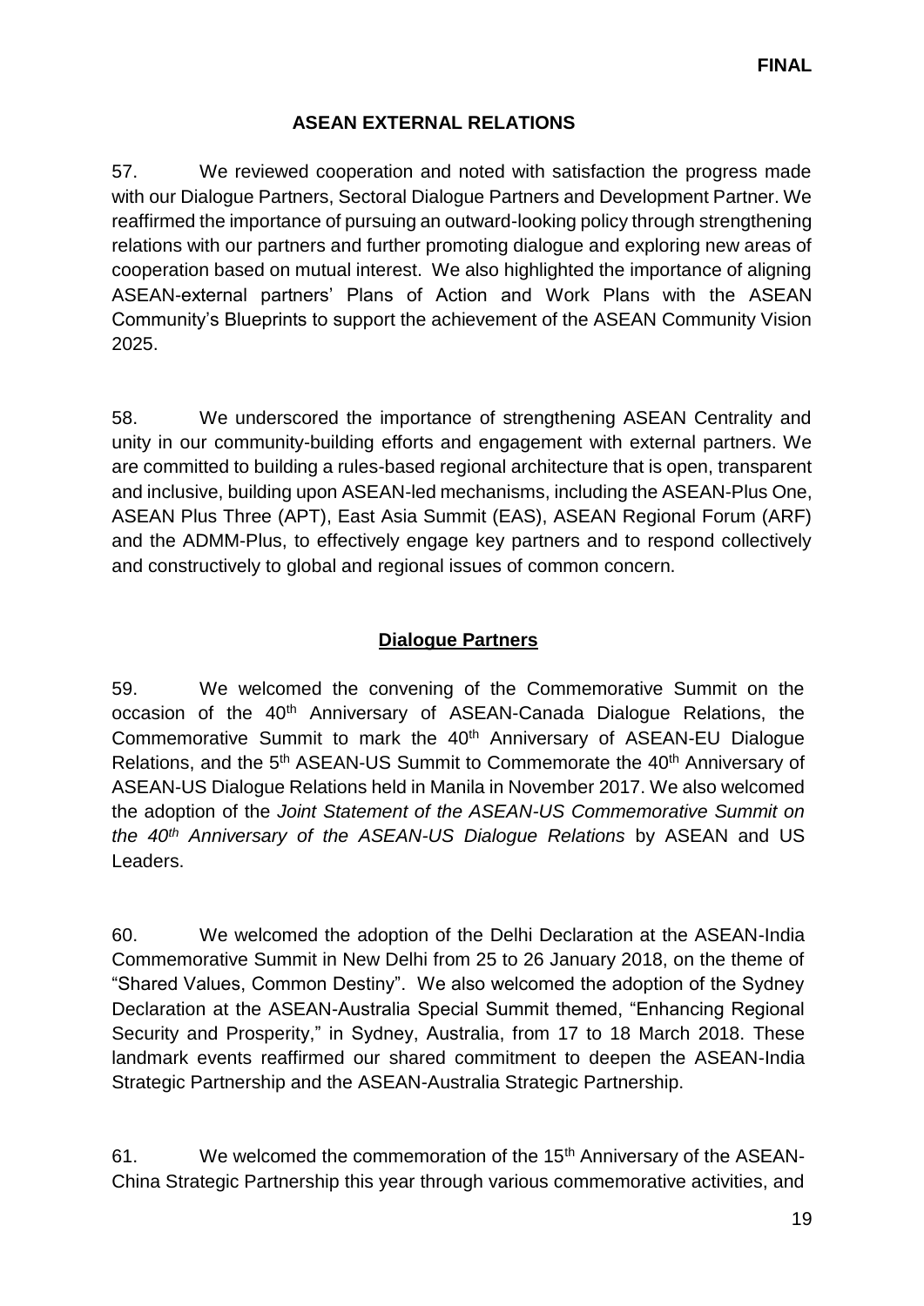## ASEAN EXTERNAL RELATIONS

57. We reviewed cooperation and noted with satisfaction the progress made with our Dialogue Partners, Sectoral Dialogue Partners and Development Partner. We reaffirmed the importance of pursuing an outward-looking policy through strengthening relations with our partners and further promoting dialogue and exploring new areas of cooperation based on mutual interest. We also highlighted the importance of aligning ASEAN-external partners' Plans of Action and Work Plans with the ASEAN Community's Blueprints to support the achievement of the ASEAN Community Vision 2025.

58. We underscored the importance of strengthening ASEAN Centrality and unity in our community-building efforts and engagement with external partners. We are committed to building a rules-based regional architecture that is open, transparent and inclusive, building upon ASEAN-led mechanisms, including the ASEAN-Plus One, ASEAN Plus Three (APT), East Asia Summit (EAS), ASEAN Regional Forum (ARF) and the ADMM-Plus, to effectively engage key partners and to respond collectively and constructively to global and regional issues of common concern.

### Dialogue Partners

59. We welcomed the convening of the Commemorative Summit on the occasion of the 40th Anniversary of ASEAN-Canada Dialogue Relations, the Commemorative Summit to mark the 40th Anniversary of ASEAN-EU Dialogue Relations, and the 5th ASEAN-US Summit to Commemorate the 40th Anniversary of ASEAN-US Dialogue Relations held in Manila in November 2017. We also welcomed the adoption of the *Joint Statement of the ASEAN-US Commemorative Summit on the 40th Anniversary of the ASEAN-US Dialogue Relations* by ASEAN and US Leaders.

60. We welcomed the adoption of the Delhi Declaration at the ASEAN-India Commemorative Summit in New Delhi from 25 to 26 January 2018, on the theme of "Shared Values, Common Destiny". We also welcomed the adoption of the Sydney Declaration at the ASEAN-Australia Special Summit themed, "Enhancing Regional Security and Prosperity," in Sydney, Australia, from 17 to 18 March 2018. These landmark events reaffirmed our shared commitment to deepen the ASEAN-India Strategic Partnership and the ASEAN-Australia Strategic Partnership.

61. We welcomed the commemoration of the 15th Anniversary of the ASEAN-China Strategic Partnership this year through various commemorative activities, and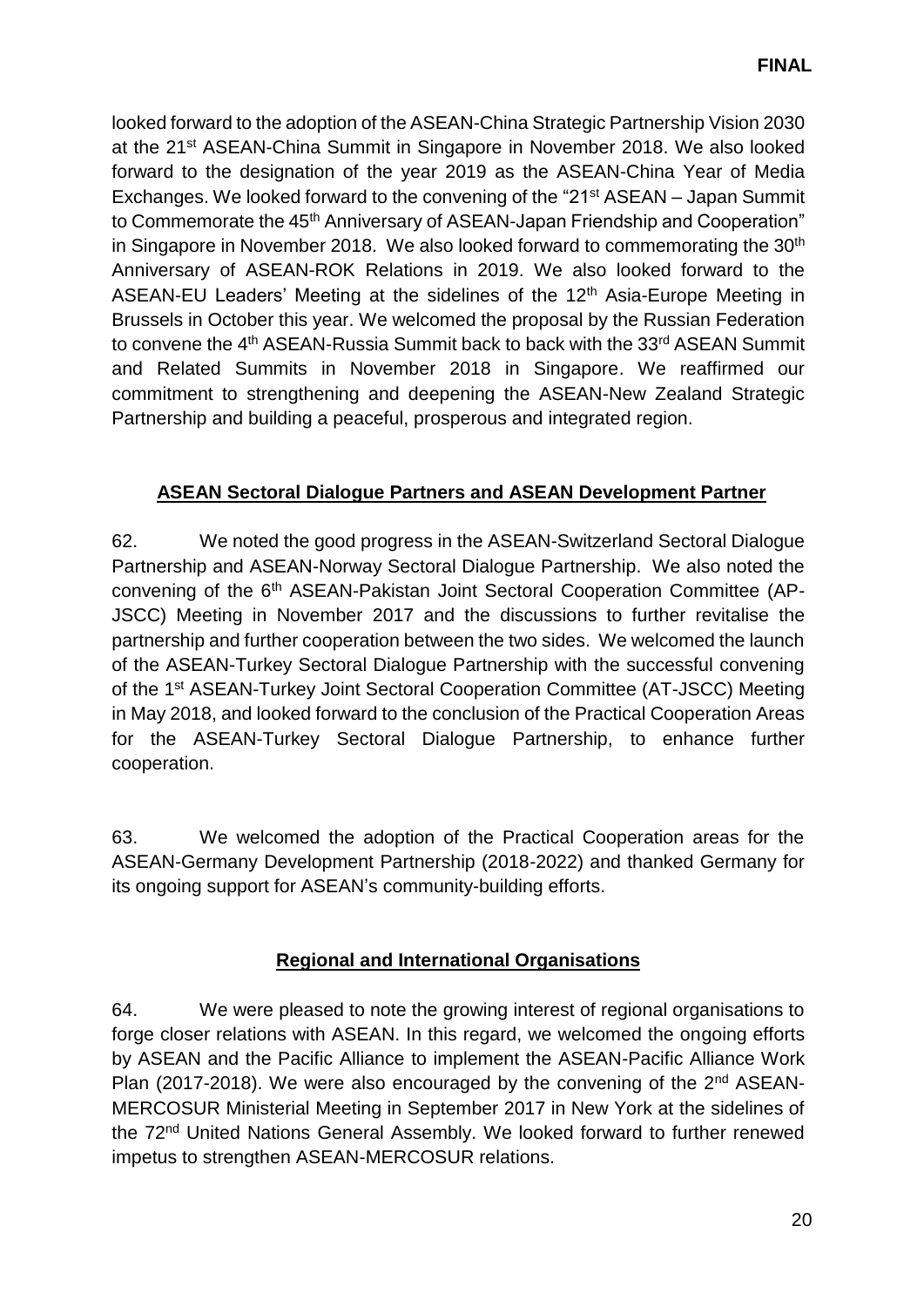looked forward to the adoption of the ASEAN-China Strategic Partnership Vision 2030 at the 21st ASEAN-China Summit in Singapore in November 2018. We also looked forward to the designation of the year 2019 as the ASEAN-China Year of Media Exchanges. We looked forward to the convening of the "21st ASEAN – Japan Summit to Commemorate the 45th Anniversary of ASEAN-Japan Friendship and Cooperation" in Singapore in November 2018. We also looked forward to commemorating the 30th Anniversary of ASEAN-ROK Relations in 2019. We also looked forward to the ASEAN-EU Leaders' Meeting at the sidelines of the 12th Asia-Europe Meeting in Brussels in October this year. We welcomed the proposal by the Russian Federation to convene the 4th ASEAN-Russia Summit back to back with the 33rd ASEAN Summit and Related Summits in November 2018 in Singapore. We reaffirmed our commitment to strengthening and deepening the ASEAN-New Zealand Strategic Partnership and building a peaceful, prosperous and integrated region.

## **ASEAN Sectoral Dialogue Partners and ASEAN Development Partner**

62. We noted the good progress in the ASEAN-Switzerland Sectoral Dialogue Partnership and ASEAN-Norway Sectoral Dialogue Partnership. We also noted the convening of the 6th ASEAN-Pakistan Joint Sectoral Cooperation Committee (AP-JSCC) Meeting in November 2017 and the discussions to further revitalise the partnership and further cooperation between the two sides. We welcomed the launch of the ASEAN-Turkey Sectoral Dialogue Partnership with the successful convening of the 1st ASEAN-Turkey Joint Sectoral Cooperation Committee (AT-JSCC) Meeting in May 2018, and looked forward to the conclusion of the Practical Cooperation Areas for the ASEAN-Turkey Sectoral Dialogue Partnership, to enhance further cooperation.

63. We welcomed the adoption of the Practical Cooperation areas for the ASEAN-Germany Development Partnership (2018-2022) and thanked Germany for its ongoing support for ASEAN's community-building efforts.

## **Regional and International Organisations**

64. We were pleased to note the growing interest of regional organisations to forge closer relations with ASEAN. In this regard, we welcomed the ongoing efforts by ASEAN and the Pacific Alliance to implement the ASEAN-Pacific Alliance Work Plan (2017-2018). We were also encouraged by the convening of the 2nd ASEAN-MERCOSUR Ministerial Meeting in September 2017 in New York at the sidelines of the 72nd United Nations General Assembly. We looked forward to further renewed impetus to strengthen ASEAN-MERCOSUR relations.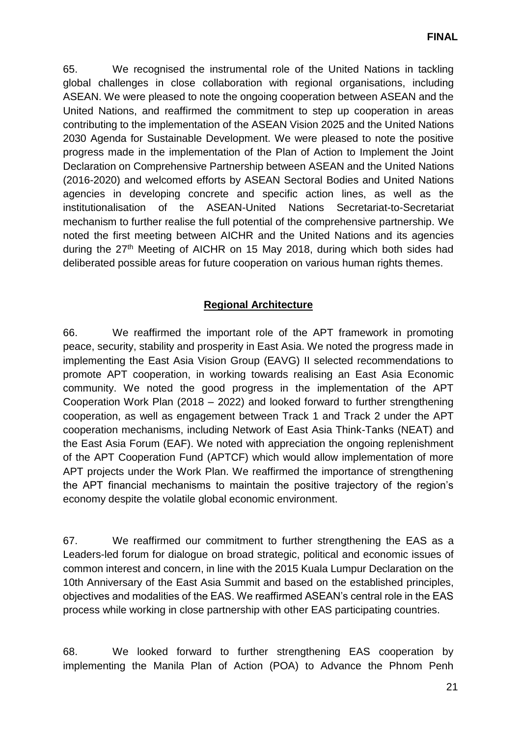65. We recognised the instrumental role of the United Nations in tackling global challenges in close collaboration with regional organisations, including ASEAN. We were pleased to note the ongoing cooperation between ASEAN and the United Nations, and reaffirmed the commitment to step up cooperation in areas contributing to the implementation of the ASEAN Vision 2025 and the United Nations 2030 Agenda for Sustainable Development. We were pleased to note the positive progress made in the implementation of the Plan of Action to Implement the Joint Declaration on Comprehensive Partnership between ASEAN and the United Nations (2016-2020) and welcomed efforts by ASEAN Sectoral Bodies and United Nations agencies in developing concrete and specific action lines, as well as the institutionalisation of the ASEAN-United Nations Secretariat-to-Secretariat mechanism to further realise the full potential of the comprehensive partnership. We noted the first meeting between AICHR and the United Nations and its agencies during the 27th Meeting of AICHR on 15 May 2018, during which both sides had deliberated possible areas for future cooperation on various human rights themes.

## Regional Architecture

66. We reaffirmed the important role of the APT framework in promoting peace, security, stability and prosperity in East Asia. We noted the progress made in implementing the East Asia Vision Group (EAVG) II selected recommendations to promote APT cooperation, in working towards realising an East Asia Economic community. We noted the good progress in the implementation of the APT Cooperation Work Plan (2018 – 2022) and looked forward to further strengthening cooperation, as well as engagement between Track 1 and Track 2 under the APT cooperation mechanisms, including Network of East Asia Think-Tanks (NEAT) and the East Asia Forum (EAF). We noted with appreciation the ongoing replenishment of the APT Cooperation Fund (APTCF) which would allow implementation of more APT projects under the Work Plan. We reaffirmed the importance of strengthening the APT financial mechanisms to maintain the positive trajectory of the region's economy despite the volatile global economic environment.

67. We reaffirmed our commitment to further strengthening the EAS as a Leaders-led forum for dialogue on broad strategic, political and economic issues of common interest and concern, in line with the 2015 Kuala Lumpur Declaration on the 10th Anniversary of the East Asia Summit and based on the established principles, objectives and modalities of the EAS. We reaffirmed ASEAN's central role in the EAS process while working in close partnership with other EAS participating countries.

68. We looked forward to further strengthening EAS cooperation by implementing the Manila Plan of Action (POA) to Advance the Phnom Penh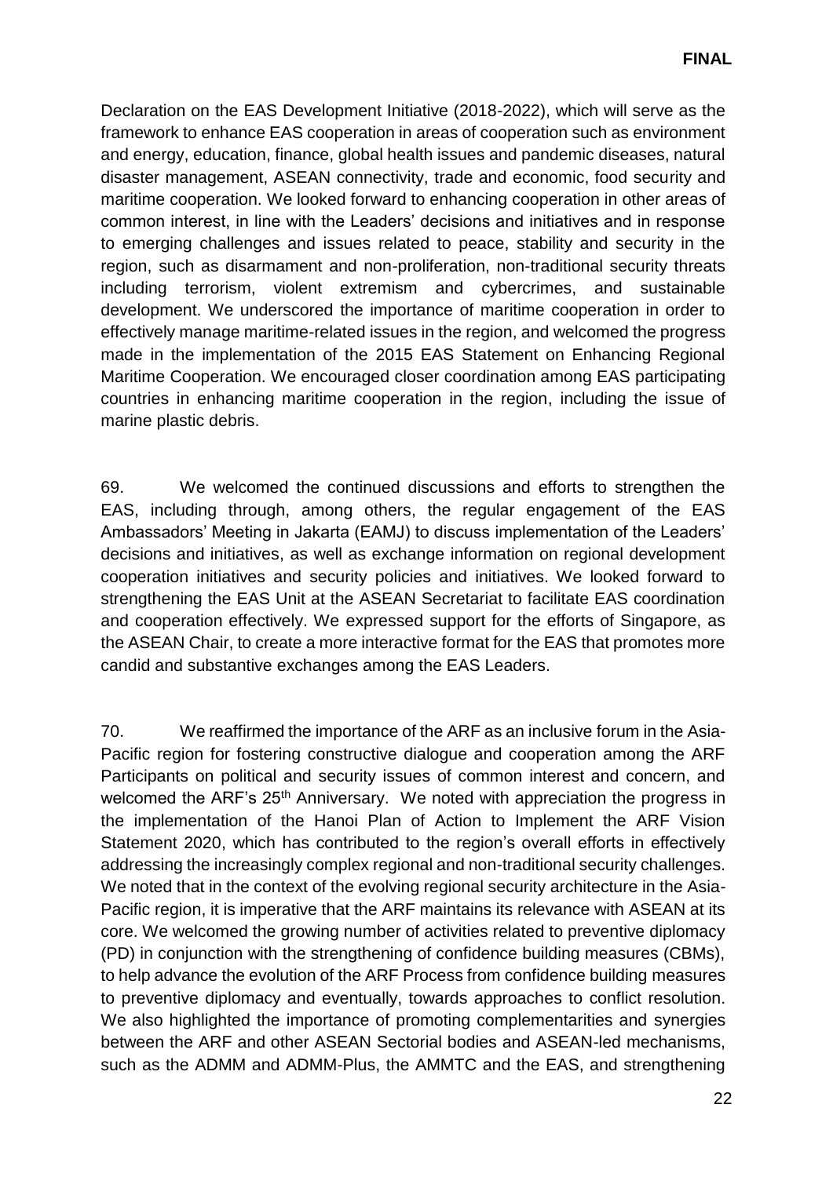Declaration on the EAS Development Initiative (2018-2022), which will serve as the framework to enhance EAS cooperation in areas of cooperation such as environment and energy, education, finance, global health issues and pandemic diseases, natural disaster management, ASEAN connectivity, trade and economic, food security and maritime cooperation. We looked forward to enhancing cooperation in other areas of common interest, in line with the Leaders' decisions and initiatives and in response to emerging challenges and issues related to peace, stability and security in the region, such as disarmament and non-proliferation, non-traditional security threats including terrorism, violent extremism and cybercrimes, and sustainable development. We underscored the importance of maritime cooperation in order to effectively manage maritime-related issues in the region, and welcomed the progress made in the implementation of the 2015 EAS Statement on Enhancing Regional Maritime Cooperation. We encouraged closer coordination among EAS participating countries in enhancing maritime cooperation in the region, including the issue of marine plastic debris.

69. We welcomed the continued discussions and efforts to strengthen the EAS, including through, among others, the regular engagement of the EAS Ambassadors' Meeting in Jakarta (EAMJ) to discuss implementation of the Leaders' decisions and initiatives, as well as exchange information on regional development cooperation initiatives and security policies and initiatives. We looked forward to strengthening the EAS Unit at the ASEAN Secretariat to facilitate EAS coordination and cooperation effectively. We expressed support for the efforts of Singapore, as the ASEAN Chair, to create a more interactive format for the EAS that promotes more candid and substantive exchanges among the EAS Leaders.

70. We reaffirmed the importance of the ARF as an inclusive forum in the Asia-Pacific region for fostering constructive dialogue and cooperation among the ARF Participants on political and security issues of common interest and concern, and welcomed the ARF's 25th Anniversary. We noted with appreciation the progress in the implementation of the Hanoi Plan of Action to Implement the ARF Vision Statement 2020, which has contributed to the region's overall efforts in effectively addressing the increasingly complex regional and non-traditional security challenges. We noted that in the context of the evolving regional security architecture in the Asia-Pacific region, it is imperative that the ARF maintains its relevance with ASEAN at its core. We welcomed the growing number of activities related to preventive diplomacy (PD) in conjunction with the strengthening of confidence building measures (CBMs), to help advance the evolution of the ARF Process from confidence building measures to preventive diplomacy and eventually, towards approaches to conflict resolution. We also highlighted the importance of promoting complementarities and synergies between the ARF and other ASEAN Sectorial bodies and ASEAN-led mechanisms, such as the ADMM and ADMM-Plus, the AMMTC and the EAS, and strengthening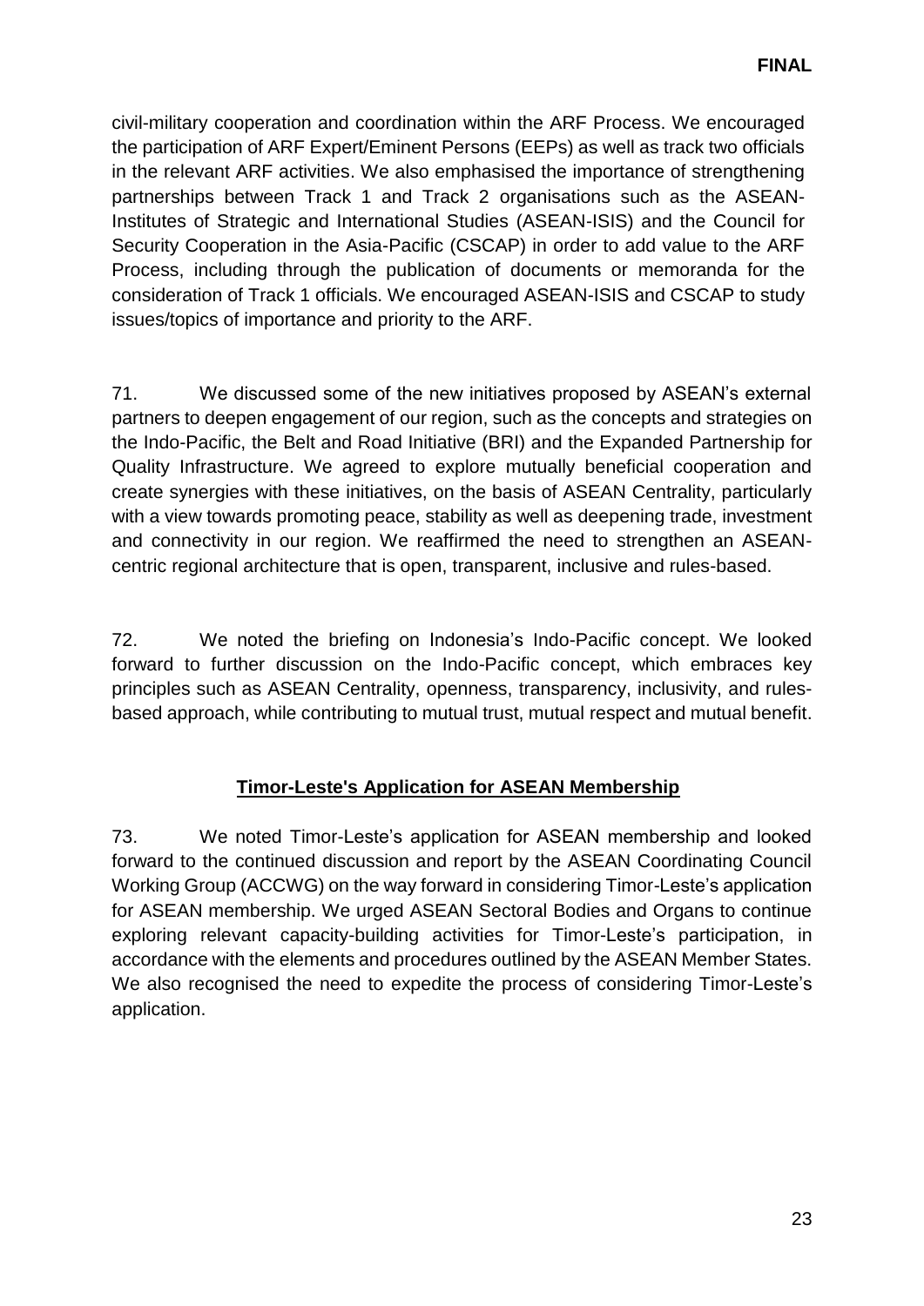civil-military cooperation and coordination within the ARF Process. We encouraged the participation of ARF Expert/Eminent Persons (EEPs) as well as track two officials in the relevant ARF activities. We also emphasised the importance of strengthening partnerships between Track 1 and Track 2 organisations such as the ASEAN-Institutes of Strategic and International Studies (ASEAN-ISIS) and the Council for Security Cooperation in the Asia-Pacific (CSCAP) in order to add value to the ARF Process, including through the publication of documents or memoranda for the consideration of Track 1 officials. We encouraged ASEAN-ISIS and CSCAP to study issues/topics of importance and priority to the ARF.

71. We discussed some of the new initiatives proposed by ASEAN's external partners to deepen engagement of our region, such as the concepts and strategies on the Indo-Pacific, the Belt and Road Initiative (BRI) and the Expanded Partnership for Quality Infrastructure. We agreed to explore mutually beneficial cooperation and create synergies with these initiatives, on the basis of ASEAN Centrality, particularly with a view towards promoting peace, stability as well as deepening trade, investment and connectivity in our region. We reaffirmed the need to strengthen an ASEAN-centric regional architecture that is open, transparent, inclusive and rules-based.

72. We noted the briefing on Indonesia's Indo-Pacific concept. We looked forward to further discussion on the Indo-Pacific concept, which embraces key principles such as ASEAN Centrality, openness, transparency, inclusivity, and rules-based approach, while contributing to mutual trust, mutual respect and mutual benefit.

## Timor-Leste's Application for ASEAN Membership

73. We noted Timor-Leste's application for ASEAN membership and looked forward to the continued discussion and report by the ASEAN Coordinating Council Working Group (ACCWG) on the way forward in considering Timor-Leste's application for ASEAN membership. We urged ASEAN Sectoral Bodies and Organs to continue exploring relevant capacity-building activities for Timor-Leste's participation, in accordance with the elements and procedures outlined by the ASEAN Member States. We also recognised the need to expedite the process of considering Timor-Leste's application.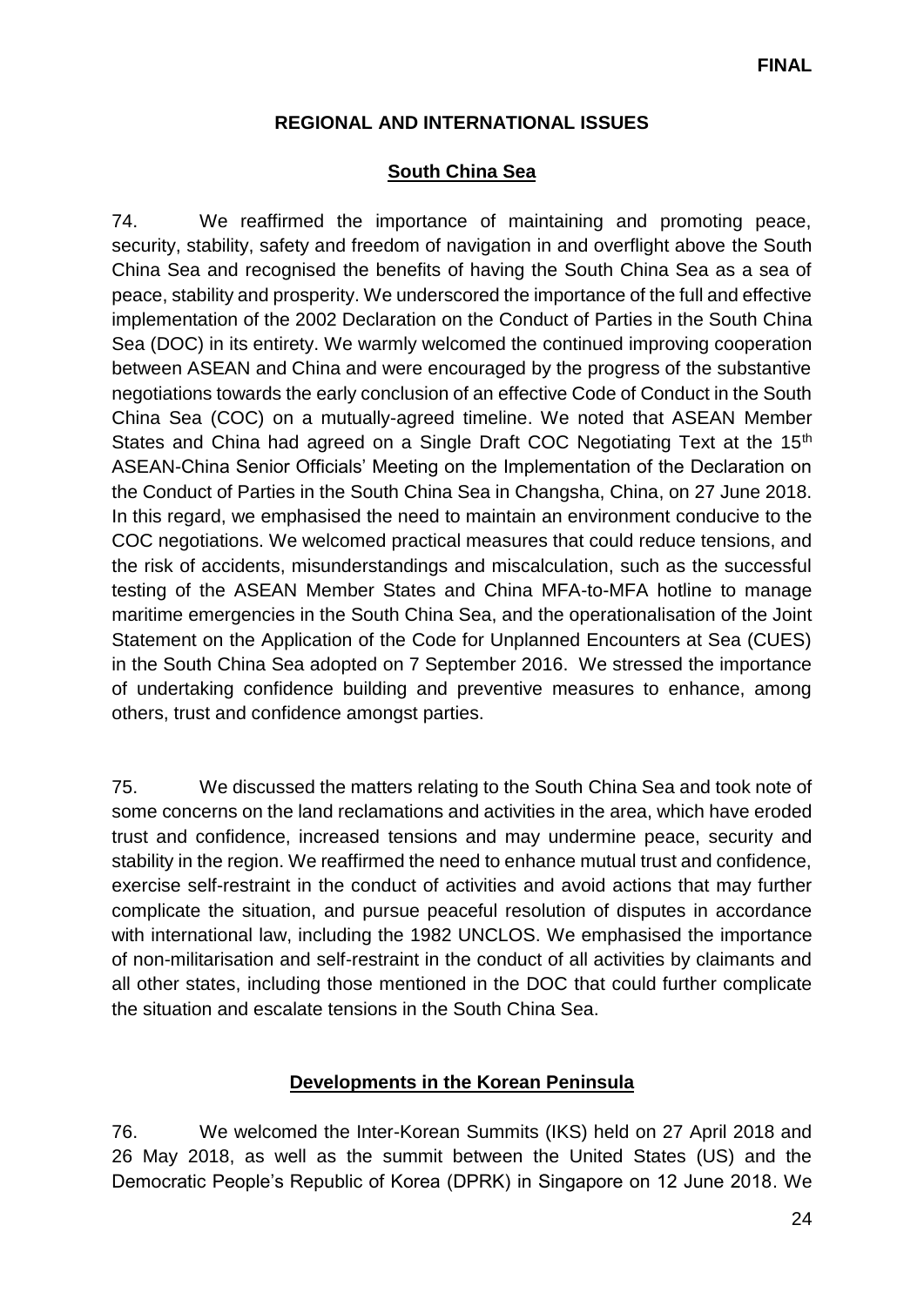**FINAL**

## REGIONAL AND INTERNATIONAL ISSUES

### South China Sea

74. We reaffirmed the importance of maintaining and promoting peace, security, stability, safety and freedom of navigation in and overflight above the South China Sea and recognised the benefits of having the South China Sea as a sea of peace, stability and prosperity. We underscored the importance of the full and effective implementation of the 2002 Declaration on the Conduct of Parties in the South China Sea (DOC) in its entirety. We warmly welcomed the continued improving cooperation between ASEAN and China and were encouraged by the progress of the substantive negotiations towards the early conclusion of an effective Code of Conduct in the South China Sea (COC) on a mutually-agreed timeline. We noted that ASEAN Member States and China had agreed on a Single Draft COC Negotiating Text at the 15th ASEAN-China Senior Officials' Meeting on the Implementation of the Declaration on the Conduct of Parties in the South China Sea in Changsha, China, on 27 June 2018. In this regard, we emphasised the need to maintain an environment conducive to the COC negotiations. We welcomed practical measures that could reduce tensions, and the risk of accidents, misunderstandings and miscalculation, such as the successful testing of the ASEAN Member States and China MFA-to-MFA hotline to manage maritime emergencies in the South China Sea, and the operationalisation of the Joint Statement on the Application of the Code for Unplanned Encounters at Sea (CUES) in the South China Sea adopted on 7 September 2016. We stressed the importance of undertaking confidence building and preventive measures to enhance, among others, trust and confidence amongst parties.

75. We discussed the matters relating to the South China Sea and took note of some concerns on the land reclamations and activities in the area, which have eroded trust and confidence, increased tensions and may undermine peace, security and stability in the region. We reaffirmed the need to enhance mutual trust and confidence, exercise self-restraint in the conduct of activities and avoid actions that may further complicate the situation, and pursue peaceful resolution of disputes in accordance with international law, including the 1982 UNCLOS. We emphasised the importance of non-militarisation and self-restraint in the conduct of all activities by claimants and all other states, including those mentioned in the DOC that could further complicate the situation and escalate tensions in the South China Sea.

### Developments in the Korean Peninsula

76. We welcomed the Inter-Korean Summits (IKS) held on 27 April 2018 and 26 May 2018, as well as the summit between the United States (US) and the Democratic People's Republic of Korea (DPRK) in Singapore on 12 June 2018. We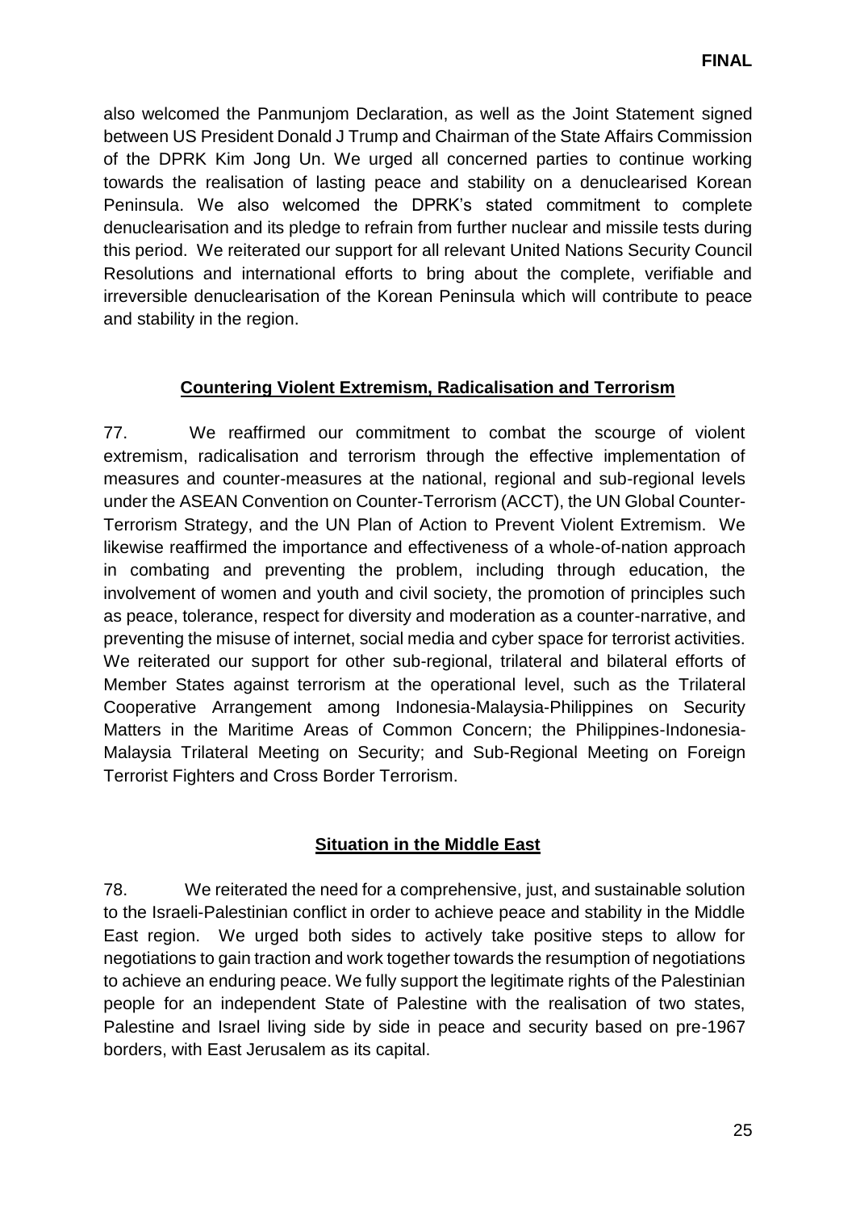also welcomed the Panmunjom Declaration, as well as the Joint Statement signed between US President Donald J Trump and Chairman of the State Affairs Commission of the DPRK Kim Jong Un. We urged all concerned parties to continue working towards the realisation of lasting peace and stability on a denuclearised Korean Peninsula. We also welcomed the DPRK's stated commitment to complete denuclearisation and its pledge to refrain from further nuclear and missile tests during this period. We reiterated our support for all relevant United Nations Security Council Resolutions and international efforts to bring about the complete, verifiable and irreversible denuclearisation of the Korean Peninsula which will contribute to peace and stability in the region.

## Countering Violent Extremism, Radicalisation and Terrorism

77. We reaffirmed our commitment to combat the scourge of violent extremism, radicalisation and terrorism through the effective implementation of measures and counter-measures at the national, regional and sub-regional levels under the ASEAN Convention on Counter-Terrorism (ACCT), the UN Global Counter-Terrorism Strategy, and the UN Plan of Action to Prevent Violent Extremism. We likewise reaffirmed the importance and effectiveness of a whole-of-nation approach in combating and preventing the problem, including through education, the involvement of women and youth and civil society, the promotion of principles such as peace, tolerance, respect for diversity and moderation as a counter-narrative, and preventing the misuse of internet, social media and cyber space for terrorist activities. We reiterated our support for other sub-regional, trilateral and bilateral efforts of Member States against terrorism at the operational level, such as the Trilateral Cooperative Arrangement among Indonesia-Malaysia-Philippines on Security Matters in the Maritime Areas of Common Concern; the Philippines-Indonesia-Malaysia Trilateral Meeting on Security; and Sub-Regional Meeting on Foreign Terrorist Fighters and Cross Border Terrorism.

## Situation in the Middle East

78. We reiterated the need for a comprehensive, just, and sustainable solution to the Israeli-Palestinian conflict in order to achieve peace and stability in the Middle East region. We urged both sides to actively take positive steps to allow for negotiations to gain traction and work together towards the resumption of negotiations to achieve an enduring peace. We fully support the legitimate rights of the Palestinian people for an independent State of Palestine with the realisation of two states, Palestine and Israel living side by side in peace and security based on pre-1967 borders, with East Jerusalem as its capital.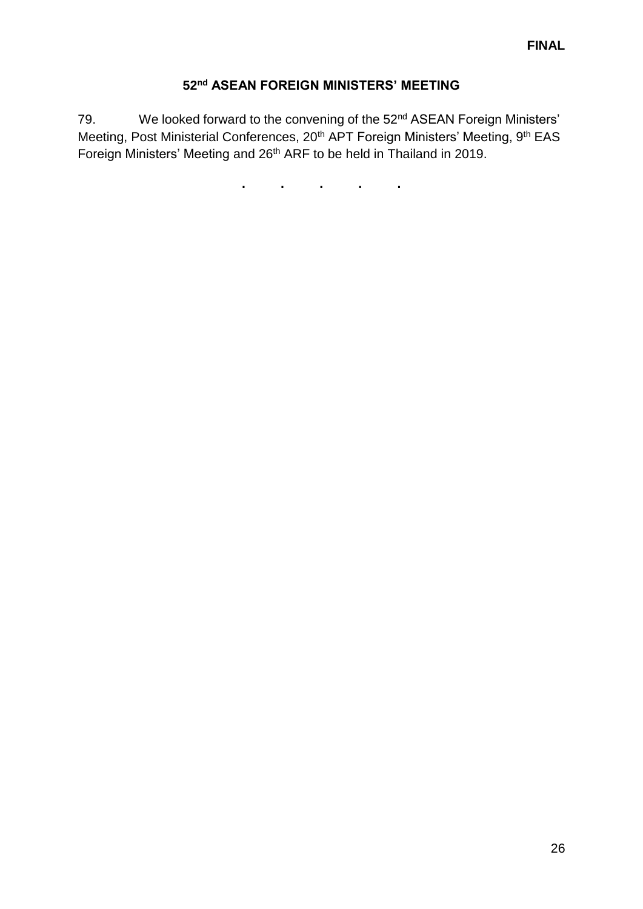## 52nd ASEAN FOREIGN MINISTERS' MEETING

79. We looked forward to the convening of the 52nd ASEAN Foreign Ministers' Meeting, Post Ministerial Conferences, 20th APT Foreign Ministers' Meeting, 9th EAS Foreign Ministers' Meeting and 26th ARF to be held in Thailand in 2019.

. . . . .